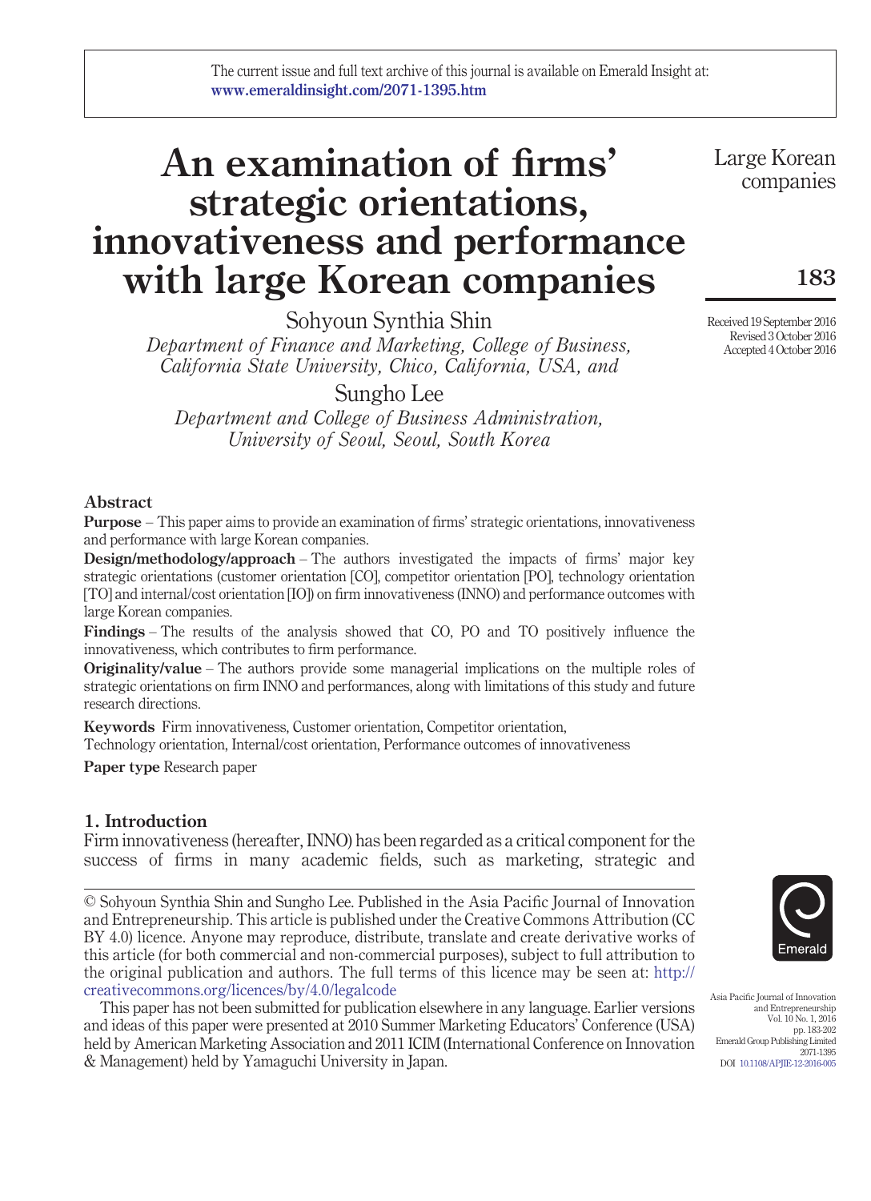The current issue and full text archive of this journal is available on Emerald Insight at: www.emeraldinsight.com/2071-1395.htm

# An examination of firms' strategic orientations, innovativeness and performance with large Korean companies

Sohyoun Synthia Shin

*Department of Finance and Marketing, College of Business, California State University, Chico, California, USA, and*

Sungho Lee

*Department and College of Business Administration, University of Seoul, Seoul, South Korea*

Received 19 September 2016
Revised 3 October 2016
Accepted 4 October 2016

## Abstract

**Purpose** – This paper aims to provide an examination of firms' strategic orientations, innovativeness and performance with large Korean companies.

**Design/methodology/approach** – The authors investigated the impacts of firms' major key strategic orientations (customer orientation [CO], competitor orientation [PO], technology orientation [TO] and internal/cost orientation [IO]) on firm innovativeness (INNO) and performance outcomes with large Korean companies.

**Findings** – The results of the analysis showed that CO, PO and TO positively influence the innovativeness, which contributes to firm performance.

**Originality/value** – The authors provide some managerial implications on the multiple roles of strategic orientations on firm INNO and performances, along with limitations of this study and future research directions.

**Keywords** Firm innovativeness, Customer orientation, Competitor orientation, Technology orientation, Internal/cost orientation, Performance outcomes of innovativeness

**Paper type** Research paper

## 1. Introduction

Firm innovativeness (hereafter, INNO) has been regarded as a critical component for the success of firms in many academic fields, such as marketing, strategic and

© Sohyoun Synthia Shin and Sungho Lee. Published in the Asia Pacific Journal of Innovation and Entrepreneurship. This article is published under the Creative Commons Attribution (CC BY 4.0) licence. Anyone may reproduce, distribute, translate and create derivative works of this article (for both commercial and non-commercial purposes), subject to full attribution to the original publication and authors. The full terms of this licence may be seen at: http://creativecommons.org/licences/by/4.0/legalcode

This paper has not been submitted for publication elsewhere in any language. Earlier versions and ideas of this paper were presented at 2010 Summer Marketing Educators' Conference (USA) held by American Marketing Association and 2011 ICIM (International Conference on Innovation & Management) held by Yamaguchi University in Japan.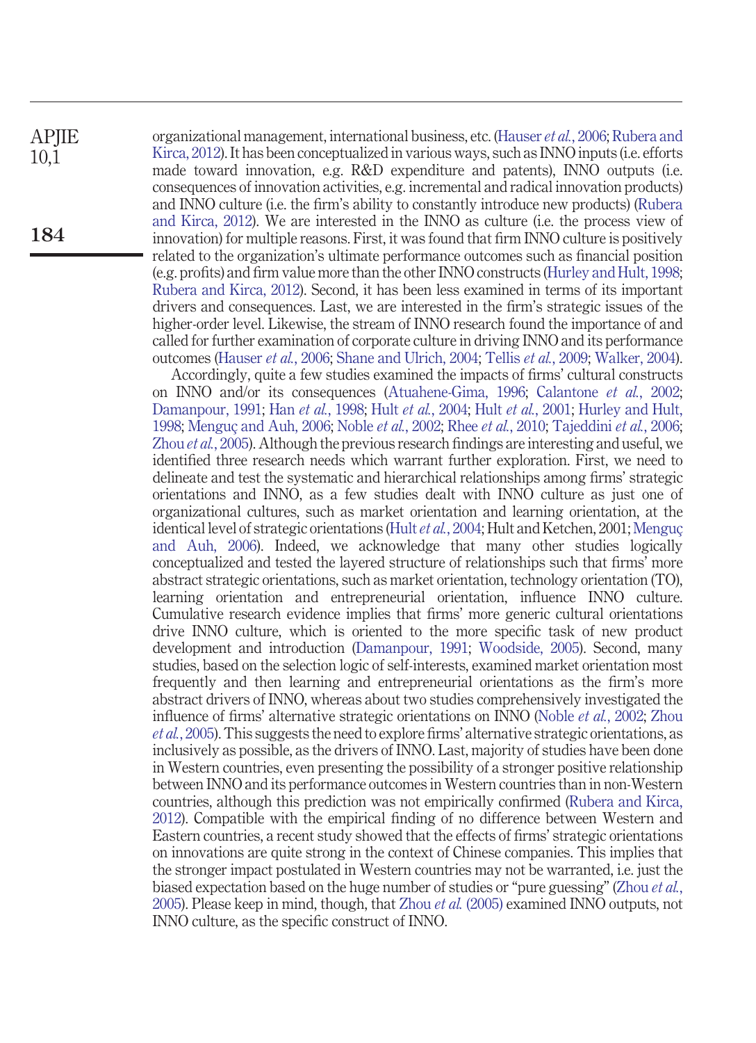organizational management, international business, etc. (Hauser *et al.*, 2006; Rubera and Kirca, 2012). It has been conceptualized in various ways, such as INNO inputs (i.e. efforts made toward innovation, e.g. R&D expenditure and patents), INNO outputs (i.e. consequences of innovation activities, e.g. incremental and radical innovation products) and INNO culture (i.e. the firm's ability to constantly introduce new products) (Rubera and Kirca, 2012). We are interested in the INNO as culture (i.e. the process view of innovation) for multiple reasons. First, it was found that firm INNO culture is positively related to the organization's ultimate performance outcomes such as financial position (e.g. profits) and firm value more than the other INNO constructs (Hurley and Hult, 1998; Rubera and Kirca, 2012). Second, it has been less examined in terms of its important drivers and consequences. Last, we are interested in the firm's strategic issues of the higher-order level. Likewise, the stream of INNO research found the importance of and called for further examination of corporate culture in driving INNO and its performance outcomes (Hauser *et al.*, 2006; Shane and Ulrich, 2004; Tellis *et al.*, 2009; Walker, 2004).

Accordingly, quite a few studies examined the impacts of firms' cultural constructs on INNO and/or its consequences (Atuahene-Gima, 1996; Calantone *et al.*, 2002; Damanpour, 1991; Han *et al.*, 1998; Hult *et al.*, 2004; Hult *et al.*, 2001; Hurley and Hult, 1998; Menguç and Auh, 2006; Noble *et al.*, 2002; Rhee *et al.*, 2010; Tajeddini *et al.*, 2006; Zhou *et al.*, 2005). Although the previous research findings are interesting and useful, we identified three research needs which warrant further exploration. First, we need to delineate and test the systematic and hierarchical relationships among firms' strategic orientations and INNO, as a few studies dealt with INNO culture as just one of organizational cultures, such as market orientation and learning orientation, at the identical level of strategic orientations (Hult *et al.*, 2004; Hult and Ketchen, 2001; Menguç and Auh, 2006). Indeed, we acknowledge that many other studies logically conceptualized and tested the layered structure of relationships such that firms' more abstract strategic orientations, such as market orientation, technology orientation (TO), learning orientation and entrepreneurial orientation, influence INNO culture. Cumulative research evidence implies that firms' more generic cultural orientations drive INNO culture, which is oriented to the more specific task of new product development and introduction (Damanpour, 1991; Woodside, 2005). Second, many studies, based on the selection logic of self-interests, examined market orientation most frequently and then learning and entrepreneurial orientations as the firm's more abstract drivers of INNO, whereas about two studies comprehensively investigated the influence of firms' alternative strategic orientations on INNO (Noble *et al.*, 2002; Zhou *et al.*, 2005). This suggests the need to explore firms' alternative strategic orientations, as inclusively as possible, as the drivers of INNO. Last, majority of studies have been done in Western countries, even presenting the possibility of a stronger positive relationship between INNO and its performance outcomes in Western countries than in non-Western countries, although this prediction was not empirically confirmed (Rubera and Kirca, 2012). Compatible with the empirical finding of no difference between Western and Eastern countries, a recent study showed that the effects of firms' strategic orientations on innovations are quite strong in the context of Chinese companies. This implies that the stronger impact postulated in Western countries may not be warranted, i.e. just the biased expectation based on the huge number of studies or "pure guessing" (Zhou *et al.*, 2005). Please keep in mind, though, that Zhou *et al.* (2005) examined INNO outputs, not INNO culture, as the specific construct of INNO.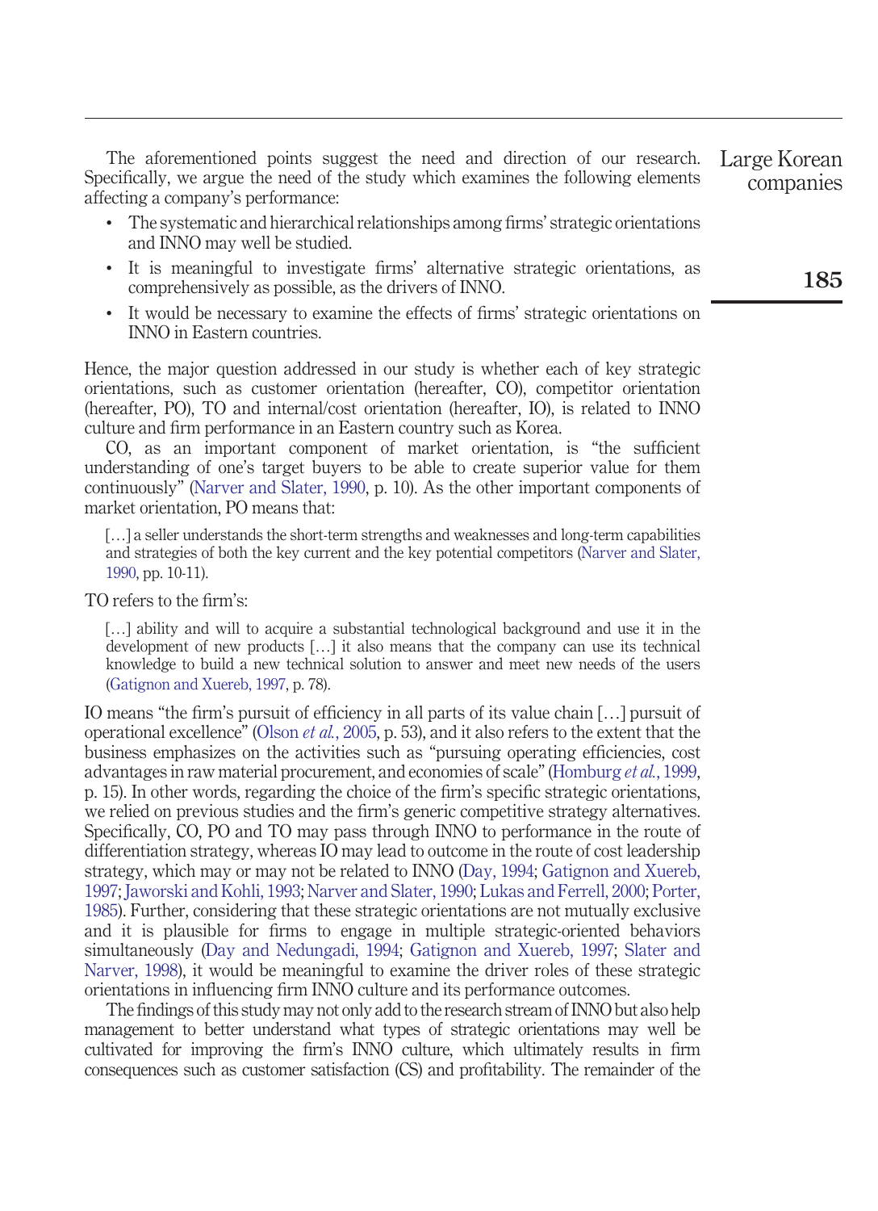The aforementioned points suggest the need and direction of our research. Specifically, we argue the need of the study which examines the following elements affecting a company's performance:

- The systematic and hierarchical relationships among firms' strategic orientations and INNO may well be studied.
- It is meaningful to investigate firms' alternative strategic orientations, as comprehensively as possible, as the drivers of INNO.
- It would be necessary to examine the effects of firms' strategic orientations on INNO in Eastern countries.

Hence, the major question addressed in our study is whether each of key strategic orientations, such as customer orientation (hereafter, CO), competitor orientation (hereafter, PO), TO and internal/cost orientation (hereafter, IO), is related to INNO culture and firm performance in an Eastern country such as Korea.

CO, as an important component of market orientation, is "the sufficient understanding of one's target buyers to be able to create superior value for them continuously" (Narver and Slater, 1990, p. 10). As the other important components of market orientation, PO means that:

> […] a seller understands the short-term strengths and weaknesses and long-term capabilities and strategies of both the key current and the key potential competitors (Narver and Slater, 1990, pp. 10-11).

TO refers to the firm's:

> […] ability and will to acquire a substantial technological background and use it in the development of new products […] it also means that the company can use its technical knowledge to build a new technical solution to answer and meet new needs of the users (Gatignon and Xuereb, 1997, p. 78).

IO means "the firm's pursuit of efficiency in all parts of its value chain […] pursuit of operational excellence" (Olson *et al.*, 2005, p. 53), and it also refers to the extent that the business emphasizes on the activities such as "pursuing operating efficiencies, cost advantages in raw material procurement, and economies of scale" (Homburg *et al.*, 1999, p. 15). In other words, regarding the choice of the firm's specific strategic orientations, we relied on previous studies and the firm's generic competitive strategy alternatives. Specifically, CO, PO and TO may pass through INNO to performance in the route of differentiation strategy, whereas IO may lead to outcome in the route of cost leadership strategy, which may or may not be related to INNO (Day, 1994; Gatignon and Xuereb, 1997; Jaworski and Kohli, 1993; Narver and Slater, 1990; Lukas and Ferrell, 2000; Porter, 1985). Further, considering that these strategic orientations are not mutually exclusive and it is plausible for firms to engage in multiple strategic-oriented behaviors simultaneously (Day and Nedungadi, 1994; Gatignon and Xuereb, 1997; Slater and Narver, 1998), it would be meaningful to examine the driver roles of these strategic orientations in influencing firm INNO culture and its performance outcomes.

The findings of this study may not only add to the research stream of INNO but also help management to better understand what types of strategic orientations may well be cultivated for improving the firm's INNO culture, which ultimately results in firm consequences such as customer satisfaction (CS) and profitability. The remainder of the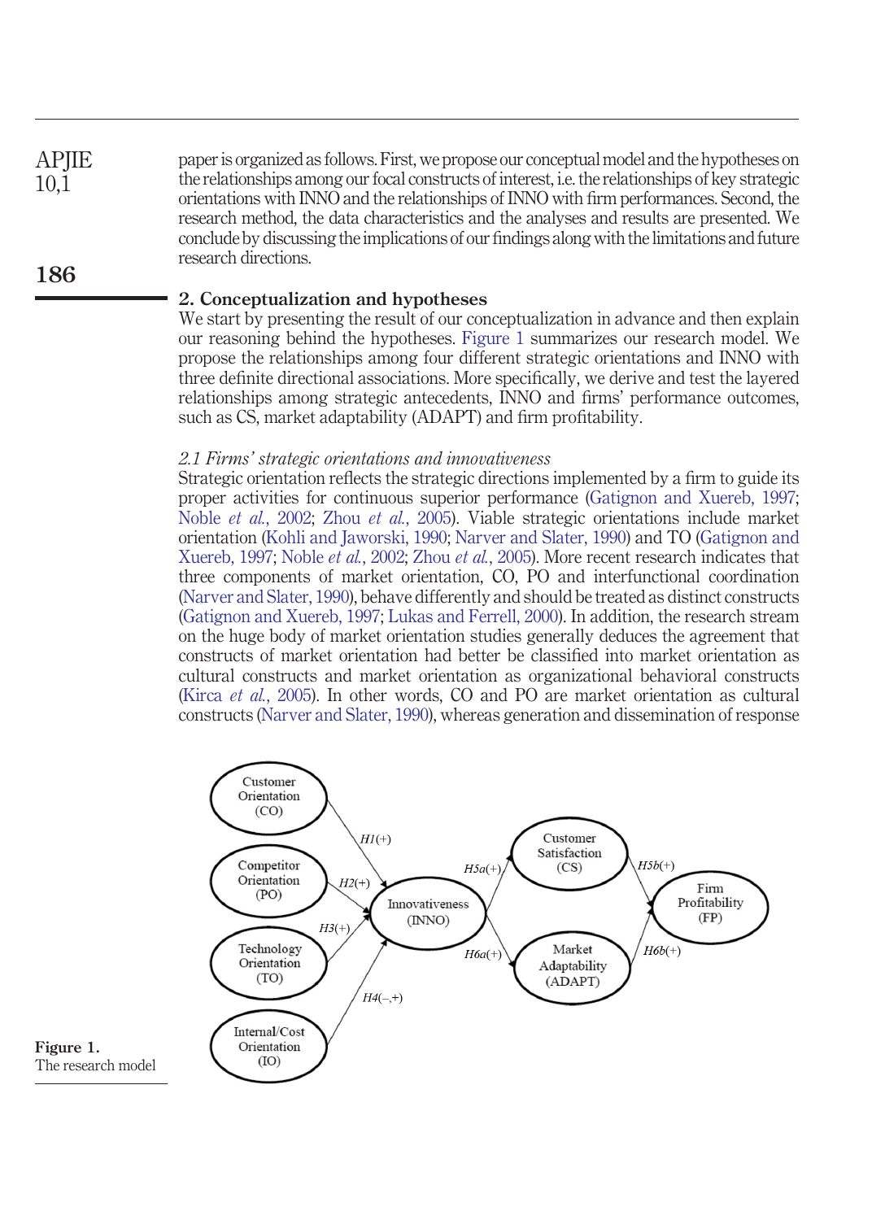paper is organized as follows. First, we propose our conceptual model and the hypotheses on the relationships among our focal constructs of interest, i.e. the relationships of key strategic orientations with INNO and the relationships of INNO with firm performances. Second, the research method, the data characteristics and the analyses and results are presented. We conclude by discussing the implications of our findings along with the limitations and future research directions.

## 2. Conceptualization and hypotheses

We start by presenting the result of our conceptualization in advance and then explain our reasoning behind the hypotheses. Figure 1 summarizes our research model. We propose the relationships among four different strategic orientations and INNO with three definite directional associations. More specifically, we derive and test the layered relationships among strategic antecedents, INNO and firms' performance outcomes, such as CS, market adaptability (ADAPT) and firm profitability.

### *2.1 Firms' strategic orientations and innovativeness*

Strategic orientation reflects the strategic directions implemented by a firm to guide its proper activities for continuous superior performance (Gatignon and Xuereb, 1997; Noble *et al.*, 2002; Zhou *et al.*, 2005). Viable strategic orientations include market orientation (Kohli and Jaworski, 1990; Narver and Slater, 1990) and TO (Gatignon and Xuereb, 1997; Noble *et al.*, 2002; Zhou *et al.*, 2005). More recent research indicates that three components of market orientation, CO, PO and interfunctional coordination (Narver and Slater, 1990), behave differently and should be treated as distinct constructs (Gatignon and Xuereb, 1997; Lukas and Ferrell, 2000). In addition, the research stream on the huge body of market orientation studies generally deduces the agreement that constructs of market orientation had better be classified into market orientation as cultural constructs and market orientation as organizational behavioral constructs (Kirca *et al.*, 2005). In other words, CO and PO are market orientation as cultural constructs (Narver and Slater, 1990), whereas generation and dissemination of response

Customer Orientation (CO) — H1(+) → Innovativeness (INNO)
Competitor Orientation (PO) — H2(+) → Innovativeness (INNO)
Technology Orientation (TO) — H3(+) → Innovativeness (INNO)
Internal/Cost Orientation (IO) — H4(–,+) → Innovativeness (INNO)
Innovativeness (INNO) — H5a(+) → Customer Satisfaction (CS) — H5b(+) → Firm Profitability (FP)
Innovativeness (INNO) — H6a(+) → Market Adaptability (ADAPT) — H6b(+) → Firm Profitability (FP)

**Figure 1.**
The research model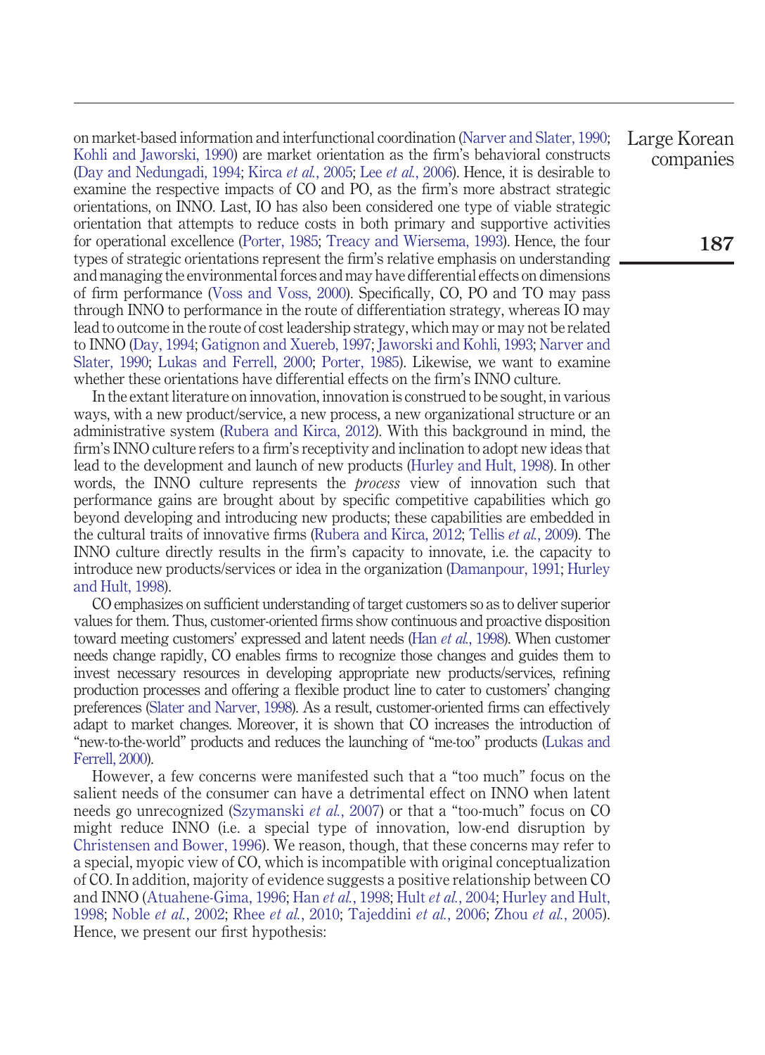on market-based information and interfunctional coordination (Narver and Slater, 1990; Kohli and Jaworski, 1990) are market orientation as the firm's behavioral constructs (Day and Nedungadi, 1994; Kirca *et al.*, 2005; Lee *et al.*, 2006). Hence, it is desirable to examine the respective impacts of CO and PO, as the firm's more abstract strategic orientations, on INNO. Last, IO has also been considered one type of viable strategic orientation that attempts to reduce costs in both primary and supportive activities for operational excellence (Porter, 1985; Treacy and Wiersema, 1993). Hence, the four types of strategic orientations represent the firm's relative emphasis on understanding and managing the environmental forces and may have differential effects on dimensions of firm performance (Voss and Voss, 2000). Specifically, CO, PO and TO may pass through INNO to performance in the route of differentiation strategy, whereas IO may lead to outcome in the route of cost leadership strategy, which may or may not be related to INNO (Day, 1994; Gatignon and Xuereb, 1997; Jaworski and Kohli, 1993; Narver and Slater, 1990; Lukas and Ferrell, 2000; Porter, 1985). Likewise, we want to examine whether these orientations have differential effects on the firm's INNO culture.

In the extant literature on innovation, innovation is construed to be sought, in various ways, with a new product/service, a new process, a new organizational structure or an administrative system (Rubera and Kirca, 2012). With this background in mind, the firm's INNO culture refers to a firm's receptivity and inclination to adopt new ideas that lead to the development and launch of new products (Hurley and Hult, 1998). In other words, the INNO culture represents the *process* view of innovation such that performance gains are brought about by specific competitive capabilities which go beyond developing and introducing new products; these capabilities are embedded in the cultural traits of innovative firms (Rubera and Kirca, 2012; Tellis *et al.*, 2009). The INNO culture directly results in the firm's capacity to innovate, i.e. the capacity to introduce new products/services or idea in the organization (Damanpour, 1991; Hurley and Hult, 1998).

CO emphasizes on sufficient understanding of target customers so as to deliver superior values for them. Thus, customer-oriented firms show continuous and proactive disposition toward meeting customers' expressed and latent needs (Han *et al.*, 1998). When customer needs change rapidly, CO enables firms to recognize those changes and guides them to invest necessary resources in developing appropriate new products/services, refining production processes and offering a flexible product line to cater to customers' changing preferences (Slater and Narver, 1998). As a result, customer-oriented firms can effectively adapt to market changes. Moreover, it is shown that CO increases the introduction of "new-to-the-world" products and reduces the launching of "me-too" products (Lukas and Ferrell, 2000).

However, a few concerns were manifested such that a "too much" focus on the salient needs of the consumer can have a detrimental effect on INNO when latent needs go unrecognized (Szymanski *et al.*, 2007) or that a "too-much" focus on CO might reduce INNO (i.e. a special type of innovation, low-end disruption by Christensen and Bower, 1996). We reason, though, that these concerns may refer to a special, myopic view of CO, which is incompatible with original conceptualization of CO. In addition, majority of evidence suggests a positive relationship between CO and INNO (Atuahene-Gima, 1996; Han *et al.*, 1998; Hult *et al.*, 2004; Hurley and Hult, 1998; Noble *et al.*, 2002; Rhee *et al.*, 2010; Tajeddini *et al.*, 2006; Zhou *et al.*, 2005). Hence, we present our first hypothesis: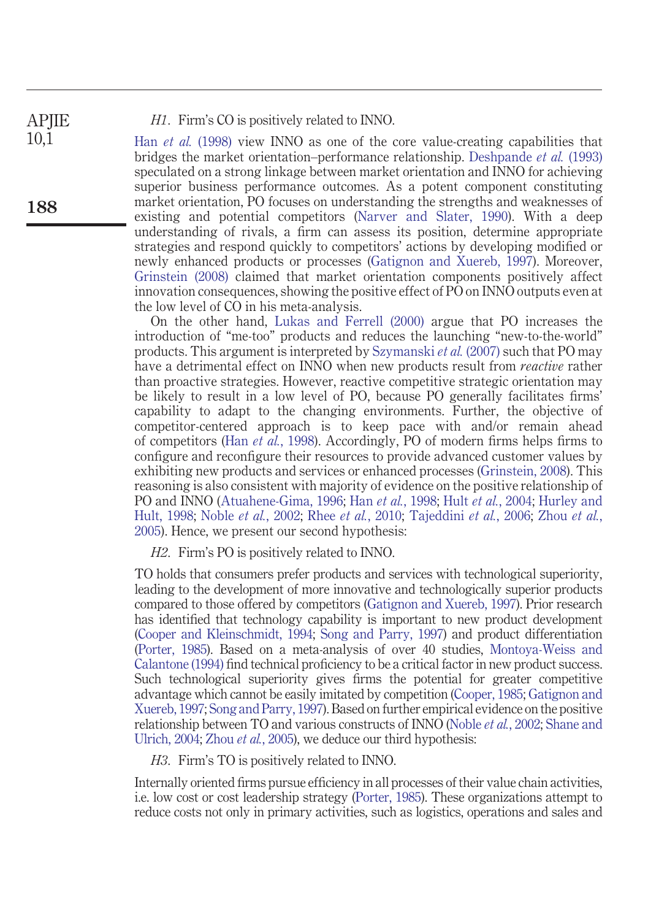*H1*. Firm's CO is positively related to INNO.

Han *et al.* (1998) view INNO as one of the core value-creating capabilities that bridges the market orientation–performance relationship. Deshpande *et al.* (1993) speculated on a strong linkage between market orientation and INNO for achieving superior business performance outcomes. As a potent component constituting market orientation, PO focuses on understanding the strengths and weaknesses of existing and potential competitors (Narver and Slater, 1990). With a deep understanding of rivals, a firm can assess its position, determine appropriate strategies and respond quickly to competitors' actions by developing modified or newly enhanced products or processes (Gatignon and Xuereb, 1997). Moreover, Grinstein (2008) claimed that market orientation components positively affect innovation consequences, showing the positive effect of PO on INNO outputs even at the low level of CO in his meta-analysis.

On the other hand, Lukas and Ferrell (2000) argue that PO increases the introduction of "me-too" products and reduces the launching "new-to-the-world" products. This argument is interpreted by Szymanski *et al.* (2007) such that PO may have a detrimental effect on INNO when new products result from *reactive* rather than proactive strategies. However, reactive competitive strategic orientation may be likely to result in a low level of PO, because PO generally facilitates firms' capability to adapt to the changing environments. Further, the objective of competitor-centered approach is to keep pace with and/or remain ahead of competitors (Han *et al.*, 1998). Accordingly, PO of modern firms helps firms to configure and reconfigure their resources to provide advanced customer values by exhibiting new products and services or enhanced processes (Grinstein, 2008). This reasoning is also consistent with majority of evidence on the positive relationship of PO and INNO (Atuahene-Gima, 1996; Han *et al.*, 1998; Hult *et al.*, 2004; Hurley and Hult, 1998; Noble *et al.*, 2002; Rhee *et al.*, 2010; Tajeddini *et al.*, 2006; Zhou *et al.*, 2005). Hence, we present our second hypothesis:

*H2*. Firm's PO is positively related to INNO.

TO holds that consumers prefer products and services with technological superiority, leading to the development of more innovative and technologically superior products compared to those offered by competitors (Gatignon and Xuereb, 1997). Prior research has identified that technology capability is important to new product development (Cooper and Kleinschmidt, 1994; Song and Parry, 1997) and product differentiation (Porter, 1985). Based on a meta-analysis of over 40 studies, Montoya-Weiss and Calantone (1994) find technical proficiency to be a critical factor in new product success. Such technological superiority gives firms the potential for greater competitive advantage which cannot be easily imitated by competition (Cooper, 1985; Gatignon and Xuereb, 1997; Song and Parry, 1997). Based on further empirical evidence on the positive relationship between TO and various constructs of INNO (Noble *et al.*, 2002; Shane and Ulrich, 2004; Zhou *et al.*, 2005), we deduce our third hypothesis:

*H3*. Firm's TO is positively related to INNO.

Internally oriented firms pursue efficiency in all processes of their value chain activities, i.e. low cost or cost leadership strategy (Porter, 1985). These organizations attempt to reduce costs not only in primary activities, such as logistics, operations and sales and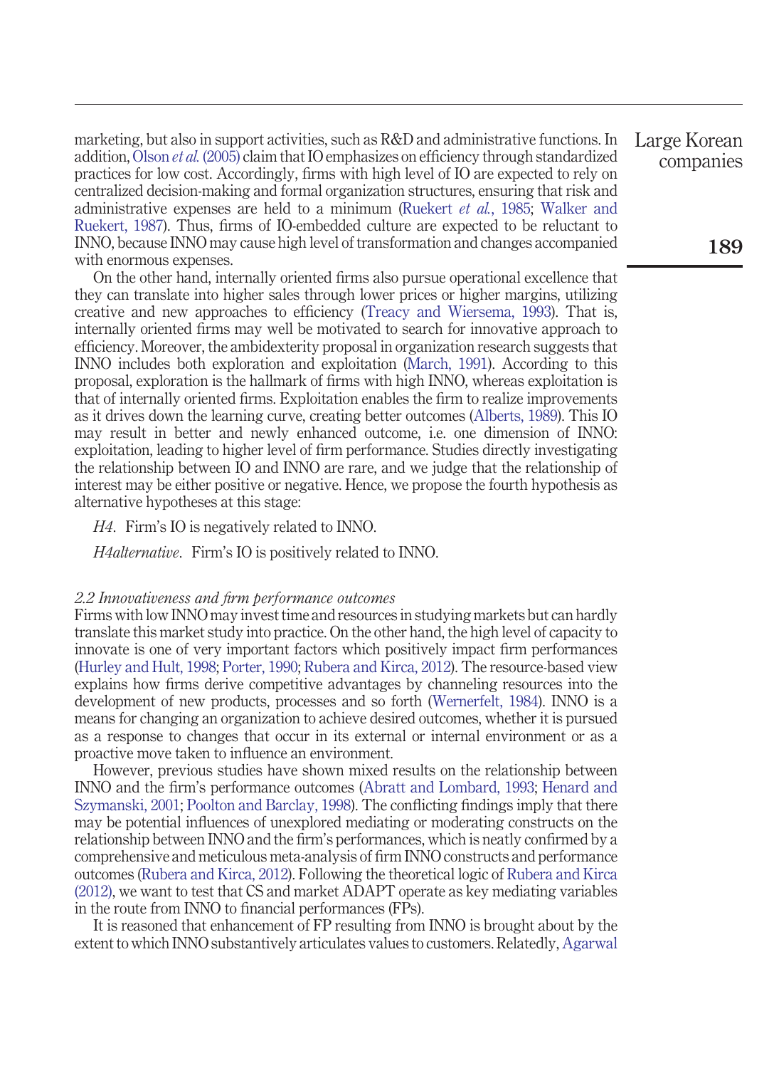marketing, but also in support activities, such as R&D and administrative functions. In addition, Olson *et al.* (2005) claim that IO emphasizes on efficiency through standardized practices for low cost. Accordingly, firms with high level of IO are expected to rely on centralized decision-making and formal organization structures, ensuring that risk and administrative expenses are held to a minimum (Ruekert *et al.*, 1985; Walker and Ruekert, 1987). Thus, firms of IO-embedded culture are expected to be reluctant to INNO, because INNO may cause high level of transformation and changes accompanied with enormous expenses.

On the other hand, internally oriented firms also pursue operational excellence that they can translate into higher sales through lower prices or higher margins, utilizing creative and new approaches to efficiency (Treacy and Wiersema, 1993). That is, internally oriented firms may well be motivated to search for innovative approach to efficiency. Moreover, the ambidexterity proposal in organization research suggests that INNO includes both exploration and exploitation (March, 1991). According to this proposal, exploration is the hallmark of firms with high INNO, whereas exploitation is that of internally oriented firms. Exploitation enables the firm to realize improvements as it drives down the learning curve, creating better outcomes (Alberts, 1989). This IO may result in better and newly enhanced outcome, i.e. one dimension of INNO: exploitation, leading to higher level of firm performance. Studies directly investigating the relationship between IO and INNO are rare, and we judge that the relationship of interest may be either positive or negative. Hence, we propose the fourth hypothesis as alternative hypotheses at this stage:

*H4*. Firm's IO is negatively related to INNO.

*H4alternative*. Firm's IO is positively related to INNO.

### *2.2 Innovativeness and firm performance outcomes*

Firms with low INNO may invest time and resources in studying markets but can hardly translate this market study into practice. On the other hand, the high level of capacity to innovate is one of very important factors which positively impact firm performances (Hurley and Hult, 1998; Porter, 1990; Rubera and Kirca, 2012). The resource-based view explains how firms derive competitive advantages by channeling resources into the development of new products, processes and so forth (Wernerfelt, 1984). INNO is a means for changing an organization to achieve desired outcomes, whether it is pursued as a response to changes that occur in its external or internal environment or as a proactive move taken to influence an environment.

However, previous studies have shown mixed results on the relationship between INNO and the firm's performance outcomes (Abratt and Lombard, 1993; Henard and Szymanski, 2001; Poolton and Barclay, 1998). The conflicting findings imply that there may be potential influences of unexplored mediating or moderating constructs on the relationship between INNO and the firm's performances, which is neatly confirmed by a comprehensive and meticulous meta-analysis of firm INNO constructs and performance outcomes (Rubera and Kirca, 2012). Following the theoretical logic of Rubera and Kirca (2012), we want to test that CS and market ADAPT operate as key mediating variables in the route from INNO to financial performances (FPs).

It is reasoned that enhancement of FP resulting from INNO is brought about by the extent to which INNO substantively articulates values to customers. Relatedly, Agarwal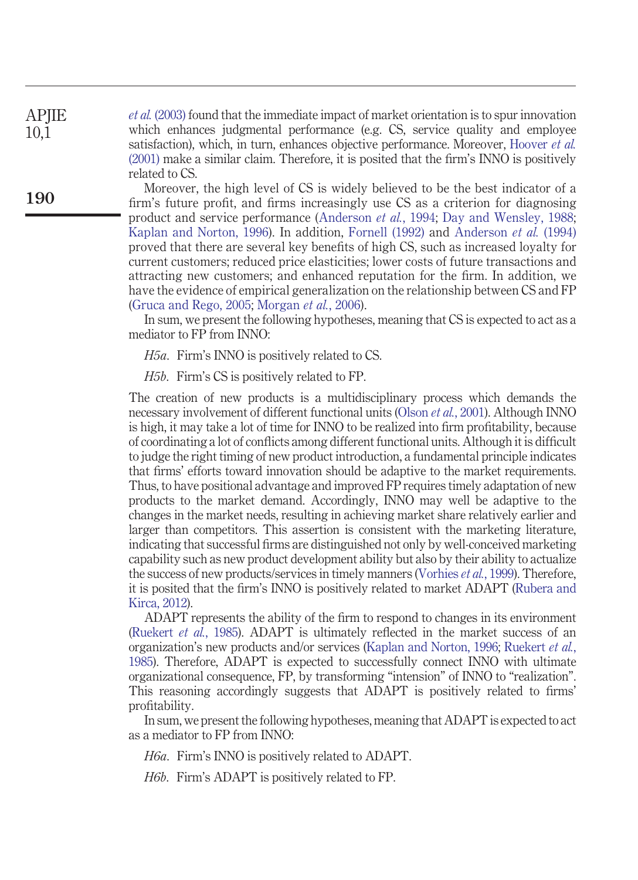*et al.* (2003) found that the immediate impact of market orientation is to spur innovation which enhances judgmental performance (e.g. CS, service quality and employee satisfaction), which, in turn, enhances objective performance. Moreover, Hoover *et al.* (2001) make a similar claim. Therefore, it is posited that the firm's INNO is positively related to CS.

Moreover, the high level of CS is widely believed to be the best indicator of a firm's future profit, and firms increasingly use CS as a criterion for diagnosing product and service performance (Anderson *et al.*, 1994; Day and Wensley, 1988; Kaplan and Norton, 1996). In addition, Fornell (1992) and Anderson *et al.* (1994) proved that there are several key benefits of high CS, such as increased loyalty for current customers; reduced price elasticities; lower costs of future transactions and attracting new customers; and enhanced reputation for the firm. In addition, we have the evidence of empirical generalization on the relationship between CS and FP (Gruca and Rego, 2005; Morgan *et al.*, 2006).

In sum, we present the following hypotheses, meaning that CS is expected to act as a mediator to FP from INNO:

*H5a*. Firm's INNO is positively related to CS.

*H5b*. Firm's CS is positively related to FP.

The creation of new products is a multidisciplinary process which demands the necessary involvement of different functional units (Olson *et al.*, 2001). Although INNO is high, it may take a lot of time for INNO to be realized into firm profitability, because of coordinating a lot of conflicts among different functional units. Although it is difficult to judge the right timing of new product introduction, a fundamental principle indicates that firms' efforts toward innovation should be adaptive to the market requirements. Thus, to have positional advantage and improved FP requires timely adaptation of new products to the market demand. Accordingly, INNO may well be adaptive to the changes in the market needs, resulting in achieving market share relatively earlier and larger than competitors. This assertion is consistent with the marketing literature, indicating that successful firms are distinguished not only by well-conceived marketing capability such as new product development ability but also by their ability to actualize the success of new products/services in timely manners (Vorhies *et al.*, 1999). Therefore, it is posited that the firm's INNO is positively related to market ADAPT (Rubera and Kirca, 2012).

ADAPT represents the ability of the firm to respond to changes in its environment (Ruekert *et al.*, 1985). ADAPT is ultimately reflected in the market success of an organization's new products and/or services (Kaplan and Norton, 1996; Ruekert *et al.*, 1985). Therefore, ADAPT is expected to successfully connect INNO with ultimate organizational consequence, FP, by transforming "intension" of INNO to "realization". This reasoning accordingly suggests that ADAPT is positively related to firms' profitability.

In sum, we present the following hypotheses, meaning that ADAPT is expected to act as a mediator to FP from INNO:

*H6a*. Firm's INNO is positively related to ADAPT.

*H6b*. Firm's ADAPT is positively related to FP.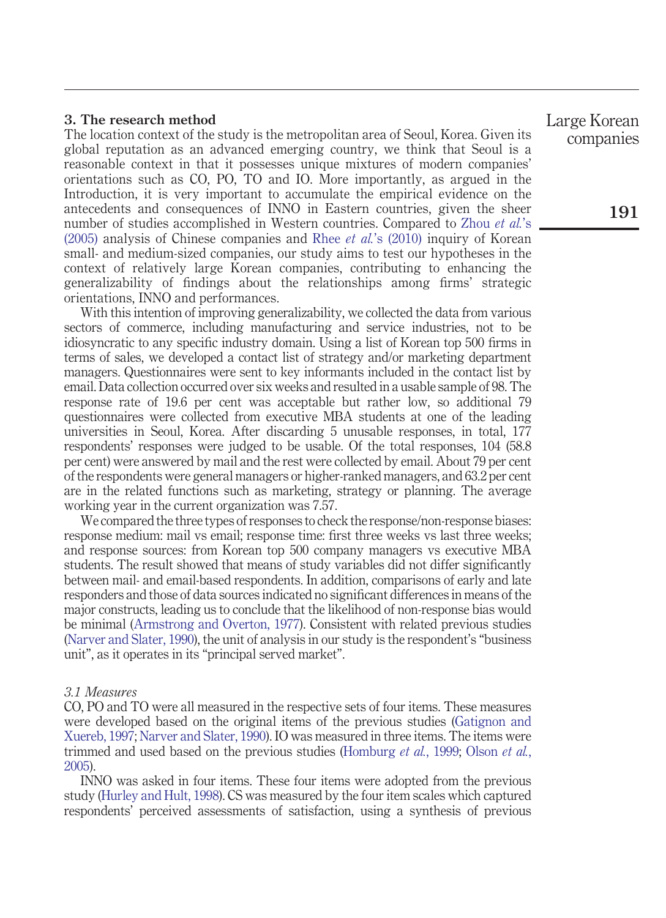## 3. The research method

The location context of the study is the metropolitan area of Seoul, Korea. Given its global reputation as an advanced emerging country, we think that Seoul is a reasonable context in that it possesses unique mixtures of modern companies' orientations such as CO, PO, TO and IO. More importantly, as argued in the Introduction, it is very important to accumulate the empirical evidence on the antecedents and consequences of INNO in Eastern countries, given the sheer number of studies accomplished in Western countries. Compared to Zhou *et al.*'s (2005) analysis of Chinese companies and Rhee *et al.*'s (2010) inquiry of Korean small- and medium-sized companies, our study aims to test our hypotheses in the context of relatively large Korean companies, contributing to enhancing the generalizability of findings about the relationships among firms' strategic orientations, INNO and performances.

With this intention of improving generalizability, we collected the data from various sectors of commerce, including manufacturing and service industries, not to be idiosyncratic to any specific industry domain. Using a list of Korean top 500 firms in terms of sales, we developed a contact list of strategy and/or marketing department managers. Questionnaires were sent to key informants included in the contact list by email. Data collection occurred over six weeks and resulted in a usable sample of 98. The response rate of 19.6 per cent was acceptable but rather low, so additional 79 questionnaires were collected from executive MBA students at one of the leading universities in Seoul, Korea. After discarding 5 unusable responses, in total, 177 respondents' responses were judged to be usable. Of the total responses, 104 (58.8 per cent) were answered by mail and the rest were collected by email. About 79 per cent of the respondents were general managers or higher-ranked managers, and 63.2 per cent are in the related functions such as marketing, strategy or planning. The average working year in the current organization was 7.57.

We compared the three types of responses to check the response/non-response biases: response medium: mail vs email; response time: first three weeks vs last three weeks; and response sources: from Korean top 500 company managers vs executive MBA students. The result showed that means of study variables did not differ significantly between mail- and email-based respondents. In addition, comparisons of early and late responders and those of data sources indicated no significant differences in means of the major constructs, leading us to conclude that the likelihood of non-response bias would be minimal (Armstrong and Overton, 1977). Consistent with related previous studies (Narver and Slater, 1990), the unit of analysis in our study is the respondent's "business unit", as it operates in its "principal served market".

### *3.1 Measures*

CO, PO and TO were all measured in the respective sets of four items. These measures were developed based on the original items of the previous studies (Gatignon and Xuereb, 1997; Narver and Slater, 1990). IO was measured in three items. The items were trimmed and used based on the previous studies (Homburg *et al.*, 1999; Olson *et al.*, 2005).

INNO was asked in four items. These four items were adopted from the previous study (Hurley and Hult, 1998). CS was measured by the four item scales which captured respondents' perceived assessments of satisfaction, using a synthesis of previous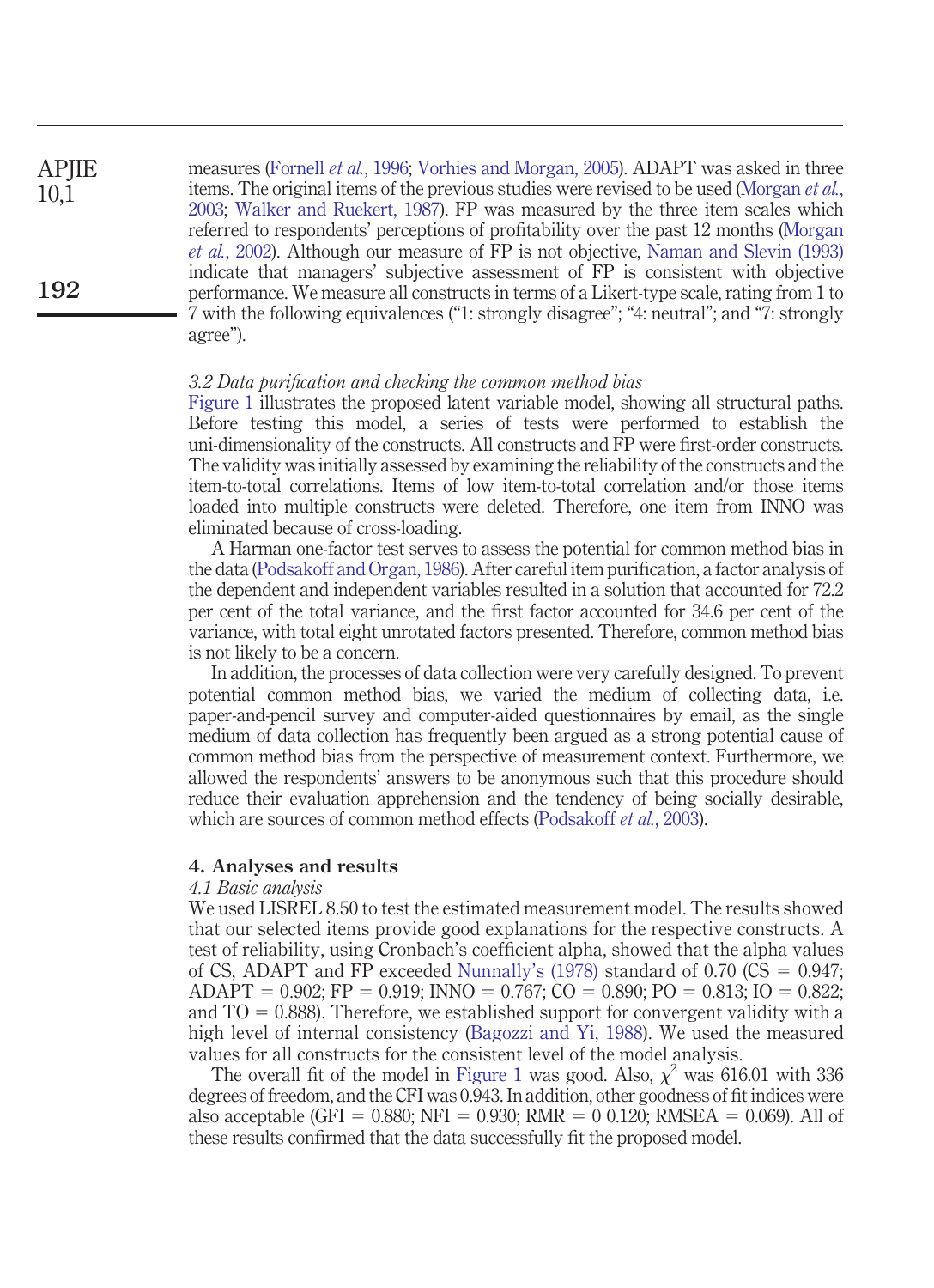measures (Fornell *et al.*, 1996; Vorhies and Morgan, 2005). ADAPT was asked in three items. The original items of the previous studies were revised to be used (Morgan *et al.*, 2003; Walker and Ruekert, 1987). FP was measured by the three item scales which referred to respondents' perceptions of profitability over the past 12 months (Morgan *et al.*, 2002). Although our measure of FP is not objective, Naman and Slevin (1993) indicate that managers' subjective assessment of FP is consistent with objective performance. We measure all constructs in terms of a Likert-type scale, rating from 1 to 7 with the following equivalences ("1: strongly disagree"; "4: neutral"; and "7: strongly agree").

### *3.2 Data purification and checking the common method bias*

Figure 1 illustrates the proposed latent variable model, showing all structural paths. Before testing this model, a series of tests were performed to establish the uni-dimensionality of the constructs. All constructs and FP were first-order constructs. The validity was initially assessed by examining the reliability of the constructs and the item-to-total correlations. Items of low item-to-total correlation and/or those items loaded into multiple constructs were deleted. Therefore, one item from INNO was eliminated because of cross-loading.

A Harman one-factor test serves to assess the potential for common method bias in the data (Podsakoff and Organ, 1986). After careful item purification, a factor analysis of the dependent and independent variables resulted in a solution that accounted for 72.2 per cent of the total variance, and the first factor accounted for 34.6 per cent of the variance, with total eight unrotated factors presented. Therefore, common method bias is not likely to be a concern.

In addition, the processes of data collection were very carefully designed. To prevent potential common method bias, we varied the medium of collecting data, i.e. paper-and-pencil survey and computer-aided questionnaires by email, as the single medium of data collection has frequently been argued as a strong potential cause of common method bias from the perspective of measurement context. Furthermore, we allowed the respondents' answers to be anonymous such that this procedure should reduce their evaluation apprehension and the tendency of being socially desirable, which are sources of common method effects (Podsakoff *et al.*, 2003).

## 4. Analyses and results

### *4.1 Basic analysis*

We used LISREL 8.50 to test the estimated measurement model. The results showed that our selected items provide good explanations for the respective constructs. A test of reliability, using Cronbach's coefficient alpha, showed that the alpha values of CS, ADAPT and FP exceeded Nunnally's (1978) standard of 0.70 (CS = 0.947; ADAPT = 0.902; FP = 0.919; INNO = 0.767; CO = 0.890; PO = 0.813; IO = 0.822; and TO = 0.888). Therefore, we established support for convergent validity with a high level of internal consistency (Bagozzi and Yi, 1988). We used the measured values for all constructs for the consistent level of the model analysis.

The overall fit of the model in Figure 1 was good. Also, $\chi^2$ was 616.01 with 336 degrees of freedom, and the CFI was 0.943. In addition, other goodness of fit indices were also acceptable (GFI = 0.880; NFI = 0.930; RMR = 0 0.120; RMSEA = 0.069). All of these results confirmed that the data successfully fit the proposed model.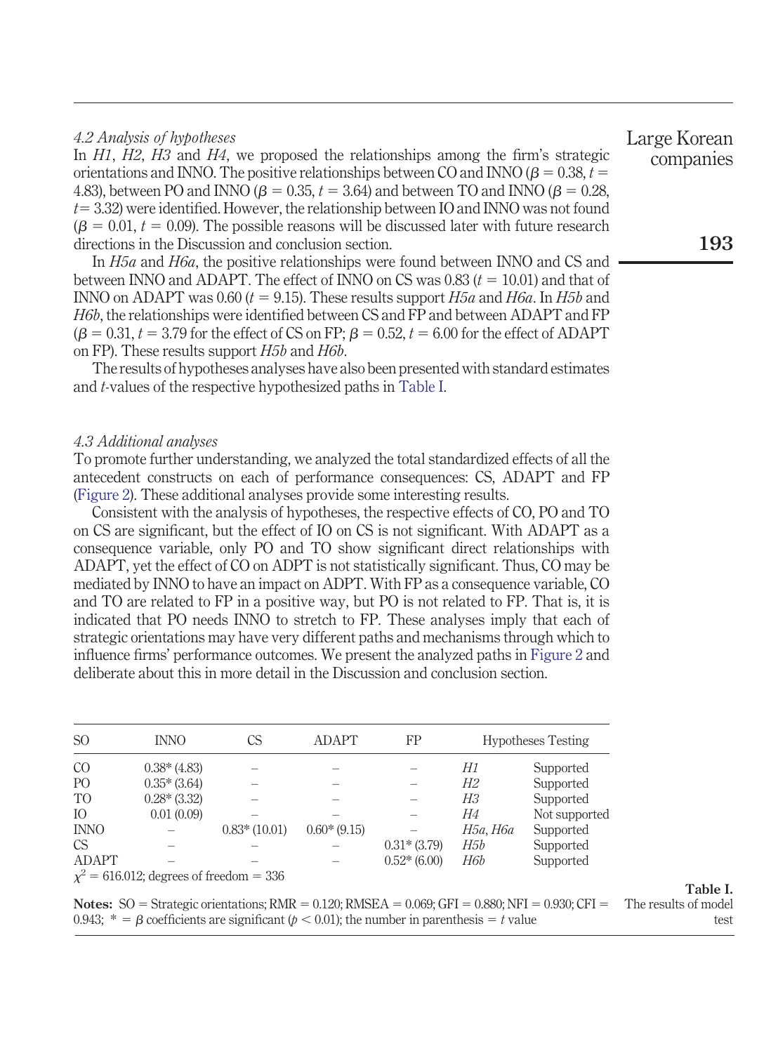### 4.2 Analysis of hypotheses

In *H1*, *H2*, *H3* and *H4*, we proposed the relationships among the firm's strategic orientations and INNO. The positive relationships between CO and INNO ($\beta = 0.38$, $t = 4.83$), between PO and INNO ($\beta = 0.35$, $t = 3.64$) and between TO and INNO ($\beta = 0.28$, $t = 3.32$) were identified. However, the relationship between IO and INNO was not found ($\beta = 0.01$, $t = 0.09$). The possible reasons will be discussed later with future research directions in the Discussion and conclusion section.

In *H5a* and *H6a*, the positive relationships were found between INNO and CS and between INNO and ADAPT. The effect of INNO on CS was 0.83 ($t = 10.01$) and that of INNO on ADAPT was 0.60 ($t = 9.15$). These results support *H5a* and *H6a*. In *H5b* and *H6b*, the relationships were identified between CS and FP and between ADAPT and FP ($\beta = 0.31$, $t = 3.79$ for the effect of CS on FP; $\beta = 0.52$, $t = 6.00$ for the effect of ADAPT on FP). These results support *H5b* and *H6b*.

The results of hypotheses analyses have also been presented with standard estimates and *t*-values of the respective hypothesized paths in Table I.

### 4.3 Additional analyses

To promote further understanding, we analyzed the total standardized effects of all the antecedent constructs on each of performance consequences: CS, ADAPT and FP (Figure 2). These additional analyses provide some interesting results.

Consistent with the analysis of hypotheses, the respective effects of CO, PO and TO on CS are significant, but the effect of IO on CS is not significant. With ADAPT as a consequence variable, only PO and TO show significant direct relationships with ADAPT, yet the effect of CO on ADPT is not statistically significant. Thus, CO may be mediated by INNO to have an impact on ADPT. With FP as a consequence variable, CO and TO are related to FP in a positive way, but PO is not related to FP. That is, it is indicated that PO needs INNO to stretch to FP. These analyses imply that each of strategic orientations may have very different paths and mechanisms through which to influence firms' performance outcomes. We present the analyzed paths in Figure 2 and deliberate about this in more detail in the Discussion and conclusion section.

| SO | INNO | CS | ADAPT | FP | Hypotheses Testing | |
|---|---|---|---|---|---|---|
| CO | 0.38* (4.83) | – | – | – | *H1* | Supported |
| PO | 0.35* (3.64) | – | – | – | *H2* | Supported |
| TO | 0.28* (3.32) | – | – | – | *H3* | Supported |
| IO | 0.01 (0.09) | – | – | – | *H4* | Not supported |
| INNO | – | 0.83* (10.01) | 0.60* (9.15) | – | *H5a*, *H6a* | Supported |
| CS | – | – | – | 0.31* (3.79) | *H5b* | Supported |
| ADAPT | – | – | – | 0.52* (6.00) | *H6b* | Supported |
| $\chi^2 = 616.012$; degrees of freedom = 336 | | | | | | |

**Notes:** SO = Strategic orientations; RMR = 0.120; RMSEA = 0.069; GFI = 0.880; NFI = 0.930; CFI = 0.943; * = $\beta$ coefficients are significant ($p < 0.01$); the number in parenthesis = *t* value

**Table I.** The results of model test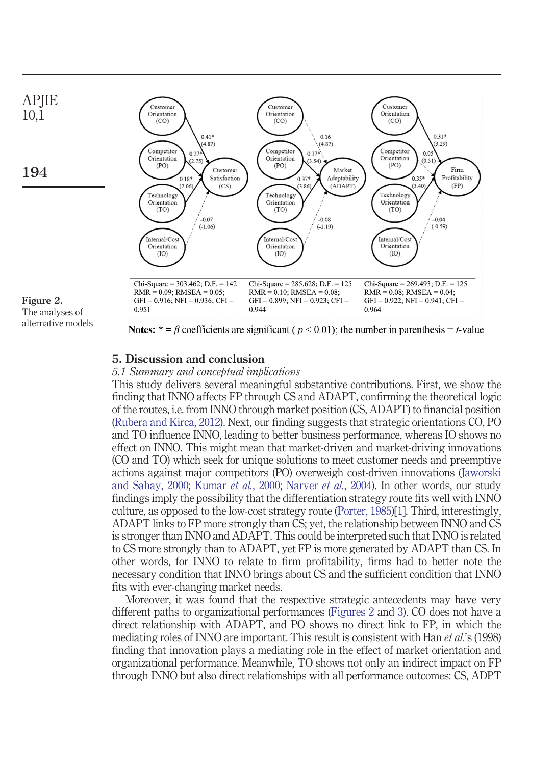Figure 2.
The analyses of alternative models

| Chi-Square = 303.462; D.F. = 142 | Chi-Square = 285.628; D.F. = 125 | Chi-Square = 269.493; D.F. = 125 |
|---|---|---|
| RMR = 0.09; RMSEA = 0.05; | RMR = 0.10; RMSEA = 0.08; | RMR = 0.08; RMSEA = 0.04; |
| GFI = 0.916; NFI = 0.936; CFI = 0.951 | GFI = 0.899; NFI = 0.923; CFI = 0.944 | GFI = 0.922; NFI = 0.941; CFI = 0.964 |

**Notes:** * = $\beta$ coefficients are significant ( $p < 0.01$); the number in parenthesis = $t$-value

## 5. Discussion and conclusion

### *5.1 Summary and conceptual implications*

This study delivers several meaningful substantive contributions. First, we show the finding that INNO affects FP through CS and ADAPT, confirming the theoretical logic of the routes, i.e. from INNO through market position (CS, ADAPT) to financial position (Rubera and Kirca, 2012). Next, our finding suggests that strategic orientations CO, PO and TO influence INNO, leading to better business performance, whereas IO shows no effect on INNO. This might mean that market-driven and market-driving innovations (CO and TO) which seek for unique solutions to meet customer needs and preemptive actions against major competitors (PO) overweigh cost-driven innovations (Jaworski and Sahay, 2000; Kumar *et al.*, 2000; Narver *et al.*, 2004). In other words, our study findings imply the possibility that the differentiation strategy route fits well with INNO culture, as opposed to the low-cost strategy route (Porter, 1985)[1]. Third, interestingly, ADAPT links to FP more strongly than CS; yet, the relationship between INNO and CS is stronger than INNO and ADAPT. This could be interpreted such that INNO is related to CS more strongly than to ADAPT, yet FP is more generated by ADAPT than CS. In other words, for INNO to relate to firm profitability, firms had to better note the necessary condition that INNO brings about CS and the sufficient condition that INNO fits with ever-changing market needs.

Moreover, it was found that the respective strategic antecedents may have very different paths to organizational performances (Figures 2 and 3). CO does not have a direct relationship with ADAPT, and PO shows no direct link to FP, in which the mediating roles of INNO are important. This result is consistent with Han *et al.*'s (1998) finding that innovation plays a mediating role in the effect of market orientation and organizational performance. Meanwhile, TO shows not only an indirect impact on FP through INNO but also direct relationships with all performance outcomes: CS, ADPT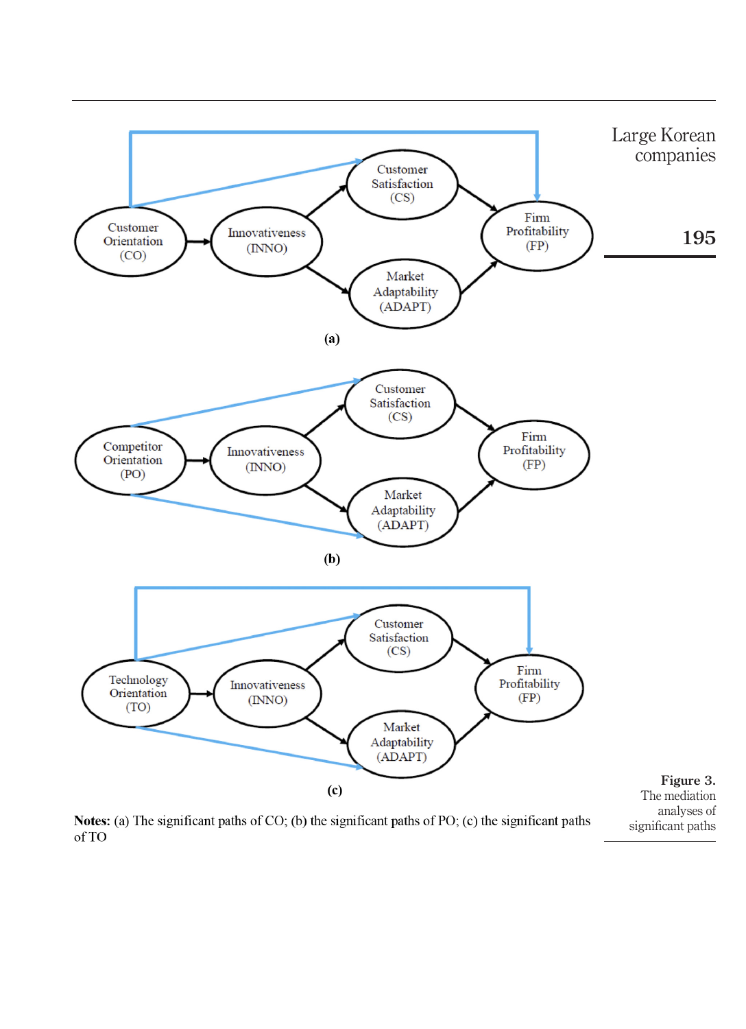(a)

(b)

(c)

**Notes:** (a) The significant paths of CO; (b) the significant paths of PO; (c) the significant paths of TO

**Figure 3.** The mediation analyses of significant paths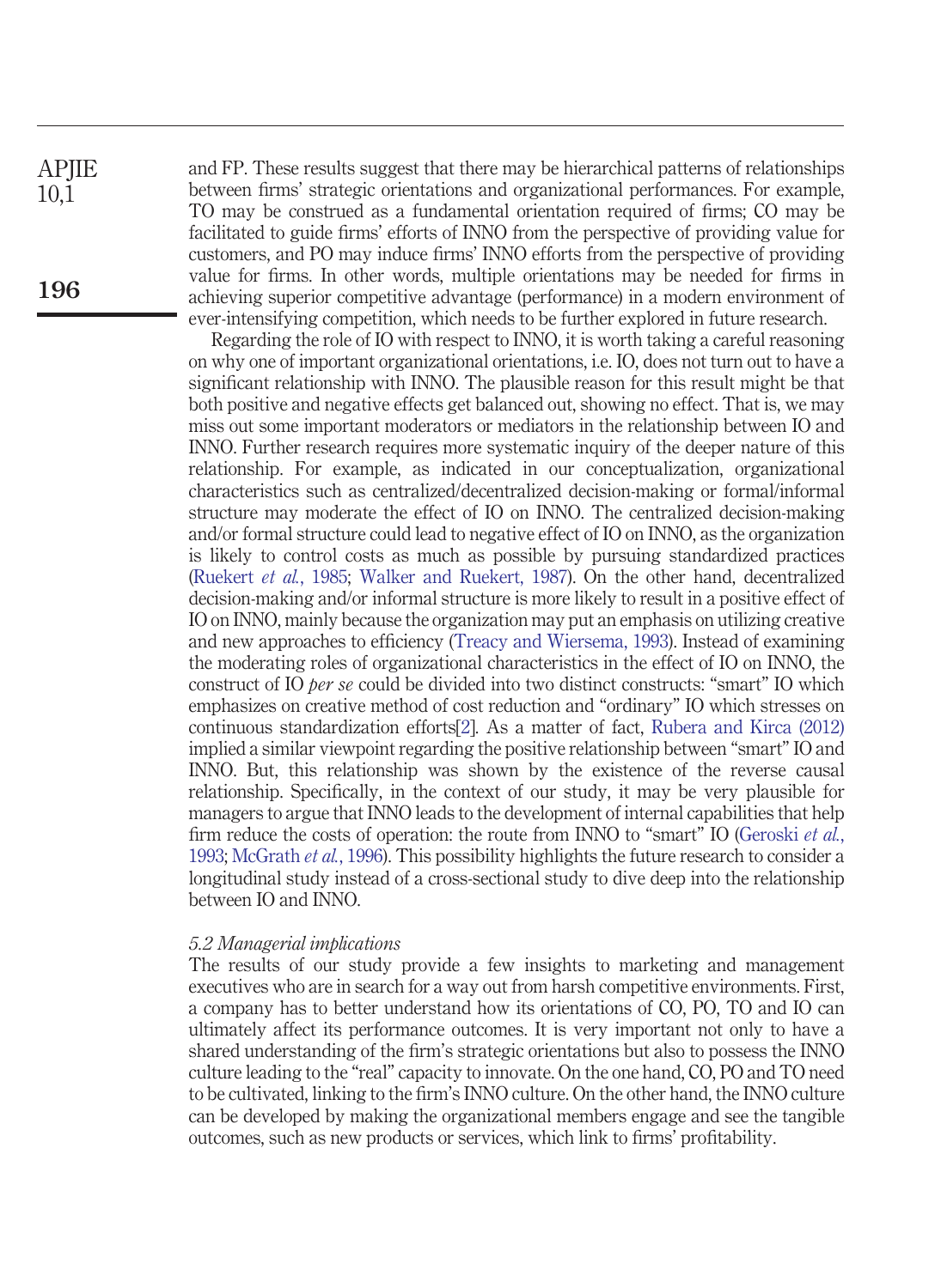and FP. These results suggest that there may be hierarchical patterns of relationships between firms' strategic orientations and organizational performances. For example, TO may be construed as a fundamental orientation required of firms; CO may be facilitated to guide firms' efforts of INNO from the perspective of providing value for customers, and PO may induce firms' INNO efforts from the perspective of providing value for firms. In other words, multiple orientations may be needed for firms in achieving superior competitive advantage (performance) in a modern environment of ever-intensifying competition, which needs to be further explored in future research.

Regarding the role of IO with respect to INNO, it is worth taking a careful reasoning on why one of important organizational orientations, i.e. IO, does not turn out to have a significant relationship with INNO. The plausible reason for this result might be that both positive and negative effects get balanced out, showing no effect. That is, we may miss out some important moderators or mediators in the relationship between IO and INNO. Further research requires more systematic inquiry of the deeper nature of this relationship. For example, as indicated in our conceptualization, organizational characteristics such as centralized/decentralized decision-making or formal/informal structure may moderate the effect of IO on INNO. The centralized decision-making and/or formal structure could lead to negative effect of IO on INNO, as the organization is likely to control costs as much as possible by pursuing standardized practices (Ruekert *et al.*, 1985; Walker and Ruekert, 1987). On the other hand, decentralized decision-making and/or informal structure is more likely to result in a positive effect of IO on INNO, mainly because the organization may put an emphasis on utilizing creative and new approaches to efficiency (Treacy and Wiersema, 1993). Instead of examining the moderating roles of organizational characteristics in the effect of IO on INNO, the construct of IO *per se* could be divided into two distinct constructs: "smart" IO which emphasizes on creative method of cost reduction and "ordinary" IO which stresses on continuous standardization efforts[2]. As a matter of fact, Rubera and Kirca (2012) implied a similar viewpoint regarding the positive relationship between "smart" IO and INNO. But, this relationship was shown by the existence of the reverse causal relationship. Specifically, in the context of our study, it may be very plausible for managers to argue that INNO leads to the development of internal capabilities that help firm reduce the costs of operation: the route from INNO to "smart" IO (Geroski *et al.*, 1993; McGrath *et al.*, 1996). This possibility highlights the future research to consider a longitudinal study instead of a cross-sectional study to dive deep into the relationship between IO and INNO.

### *5.2 Managerial implications*

The results of our study provide a few insights to marketing and management executives who are in search for a way out from harsh competitive environments. First, a company has to better understand how its orientations of CO, PO, TO and IO can ultimately affect its performance outcomes. It is very important not only to have a shared understanding of the firm's strategic orientations but also to possess the INNO culture leading to the "real" capacity to innovate. On the one hand, CO, PO and TO need to be cultivated, linking to the firm's INNO culture. On the other hand, the INNO culture can be developed by making the organizational members engage and see the tangible outcomes, such as new products or services, which link to firms' profitability.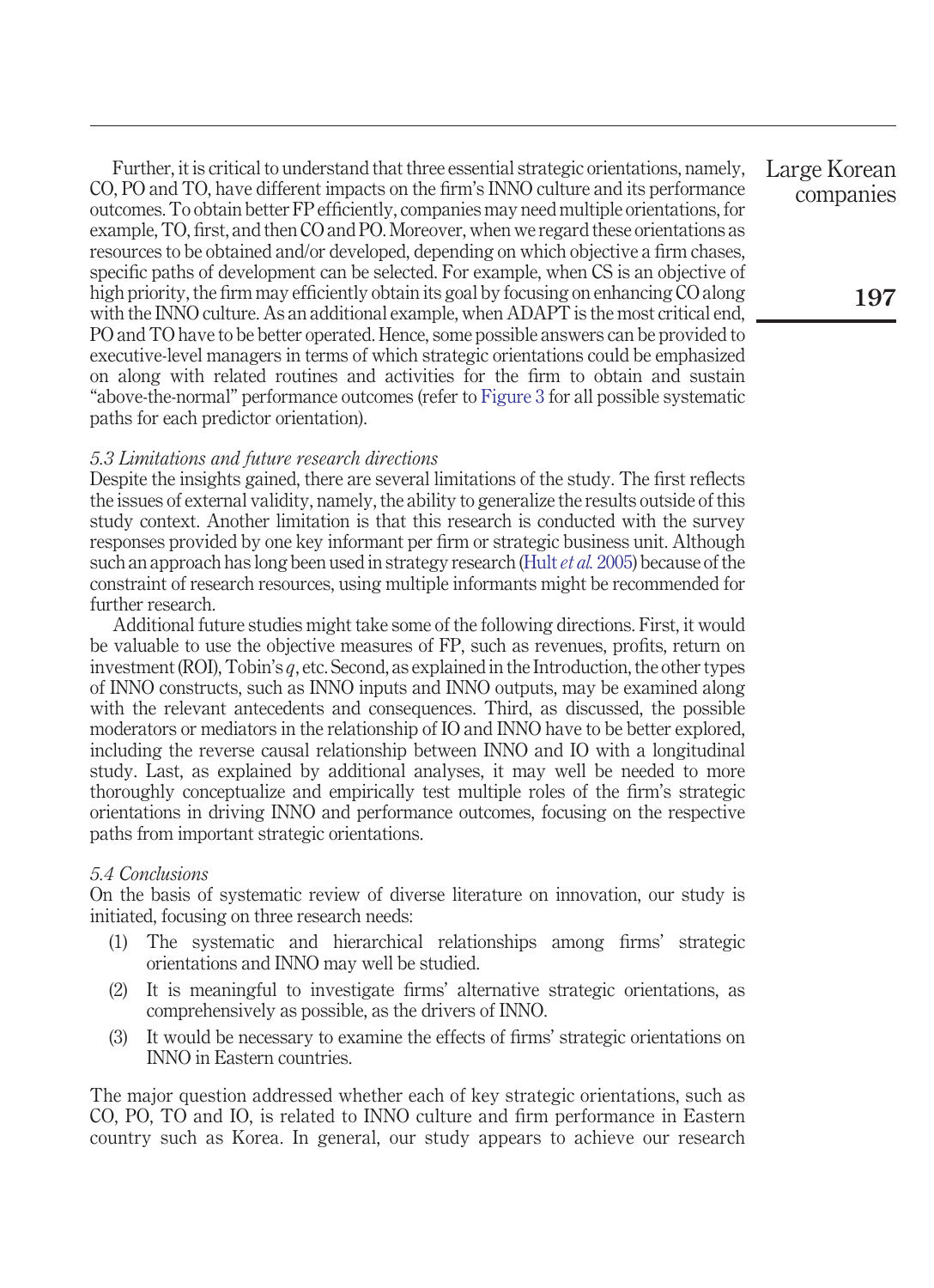Further, it is critical to understand that three essential strategic orientations, namely, CO, PO and TO, have different impacts on the firm's INNO culture and its performance outcomes. To obtain better FP efficiently, companies may need multiple orientations, for example, TO, first, and then CO and PO. Moreover, when we regard these orientations as resources to be obtained and/or developed, depending on which objective a firm chases, specific paths of development can be selected. For example, when CS is an objective of high priority, the firm may efficiently obtain its goal by focusing on enhancing CO along with the INNO culture. As an additional example, when ADAPT is the most critical end, PO and TO have to be better operated. Hence, some possible answers can be provided to executive-level managers in terms of which strategic orientations could be emphasized on along with related routines and activities for the firm to obtain and sustain "above-the-normal" performance outcomes (refer to Figure 3 for all possible systematic paths for each predictor orientation).

### *5.3 Limitations and future research directions*

Despite the insights gained, there are several limitations of the study. The first reflects the issues of external validity, namely, the ability to generalize the results outside of this study context. Another limitation is that this research is conducted with the survey responses provided by one key informant per firm or strategic business unit. Although such an approach has long been used in strategy research (Hult *et al.* 2005) because of the constraint of research resources, using multiple informants might be recommended for further research.

Additional future studies might take some of the following directions. First, it would be valuable to use the objective measures of FP, such as revenues, profits, return on investment (ROI), Tobin's $q$, etc. Second, as explained in the Introduction, the other types of INNO constructs, such as INNO inputs and INNO outputs, may be examined along with the relevant antecedents and consequences. Third, as discussed, the possible moderators or mediators in the relationship of IO and INNO have to be better explored, including the reverse causal relationship between INNO and IO with a longitudinal study. Last, as explained by additional analyses, it may well be needed to more thoroughly conceptualize and empirically test multiple roles of the firm's strategic orientations in driving INNO and performance outcomes, focusing on the respective paths from important strategic orientations.

### *5.4 Conclusions*

On the basis of systematic review of diverse literature on innovation, our study is initiated, focusing on three research needs:

1. The systematic and hierarchical relationships among firms' strategic orientations and INNO may well be studied.
2. It is meaningful to investigate firms' alternative strategic orientations, as comprehensively as possible, as the drivers of INNO.
3. It would be necessary to examine the effects of firms' strategic orientations on INNO in Eastern countries.

The major question addressed whether each of key strategic orientations, such as CO, PO, TO and IO, is related to INNO culture and firm performance in Eastern country such as Korea. In general, our study appears to achieve our research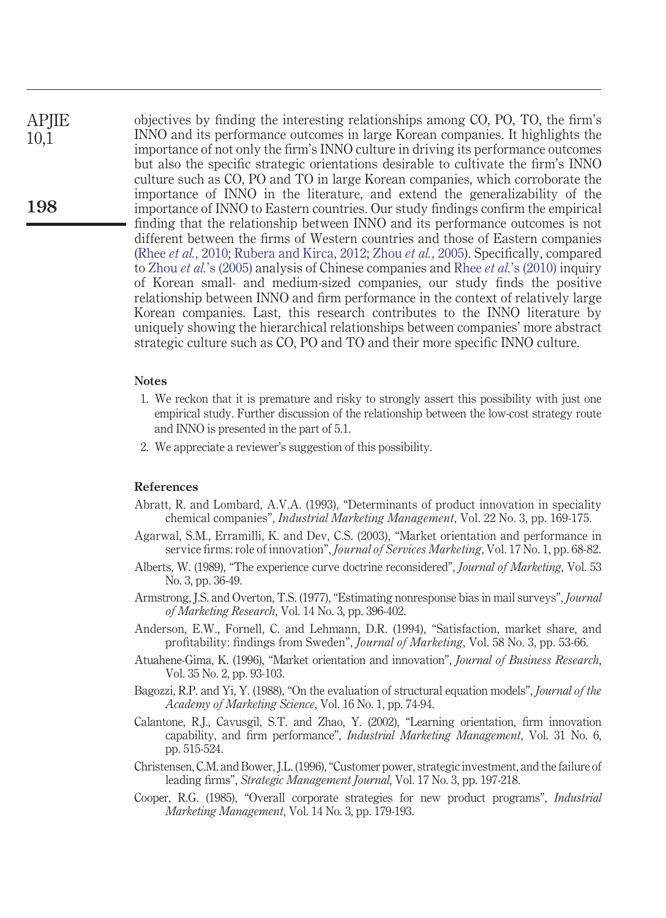objectives by finding the interesting relationships among CO, PO, TO, the firm's INNO and its performance outcomes in large Korean companies. It highlights the importance of not only the firm's INNO culture in driving its performance outcomes but also the specific strategic orientations desirable to cultivate the firm's INNO culture such as CO, PO and TO in large Korean companies, which corroborate the importance of INNO in the literature, and extend the generalizability of the importance of INNO to Eastern countries. Our study findings confirm the empirical finding that the relationship between INNO and its performance outcomes is not different between the firms of Western countries and those of Eastern companies (Rhee *et al.*, 2010; Rubera and Kirca, 2012; Zhou *et al.*, 2005). Specifically, compared to Zhou *et al.*'s (2005) analysis of Chinese companies and Rhee *et al.*'s (2010) inquiry of Korean small- and medium-sized companies, our study finds the positive relationship between INNO and firm performance in the context of relatively large Korean companies. Last, this research contributes to the INNO literature by uniquely showing the hierarchical relationships between companies' more abstract strategic culture such as CO, PO and TO and their more specific INNO culture.

### Notes

1. We reckon that it is premature and risky to strongly assert this possibility with just one empirical study. Further discussion of the relationship between the low-cost strategy route and INNO is presented in the part of 5.1.
2. We appreciate a reviewer's suggestion of this possibility.

### References

Abratt, R. and Lombard, A.V.A. (1993), "Determinants of product innovation in speciality chemical companies", *Industrial Marketing Management*, Vol. 22 No. 3, pp. 169-175.

Agarwal, S.M., Erramilli, K. and Dev, C.S. (2003), "Market orientation and performance in service firms: role of innovation", *Journal of Services Marketing*, Vol. 17 No. 1, pp. 68-82.

Alberts, W. (1989), "The experience curve doctrine reconsidered", *Journal of Marketing*, Vol. 53 No. 3, pp. 36-49.

Armstrong, J.S. and Overton, T.S. (1977), "Estimating nonresponse bias in mail surveys", *Journal of Marketing Research*, Vol. 14 No. 3, pp. 396-402.

Anderson, E.W., Fornell, C. and Lehmann, D.R. (1994), "Satisfaction, market share, and profitability: findings from Sweden", *Journal of Marketing*, Vol. 58 No. 3, pp. 53-66.

Atuahene-Gima, K. (1996), "Market orientation and innovation", *Journal of Business Research*, Vol. 35 No. 2, pp. 93-103.

Bagozzi, R.P. and Yi, Y. (1988), "On the evaluation of structural equation models", *Journal of the Academy of Marketing Science*, Vol. 16 No. 1, pp. 74-94.

Calantone, R.J., Cavusgil, S.T. and Zhao, Y. (2002), "Learning orientation, firm innovation capability, and firm performance", *Industrial Marketing Management*, Vol. 31 No. 6, pp. 515-524.

Christensen, C.M. and Bower, J.L. (1996), "Customer power, strategic investment, and the failure of leading firms", *Strategic Management Journal*, Vol. 17 No. 3, pp. 197-218.

Cooper, R.G. (1985), "Overall corporate strategies for new product programs", *Industrial Marketing Management*, Vol. 14 No. 3, pp. 179-193.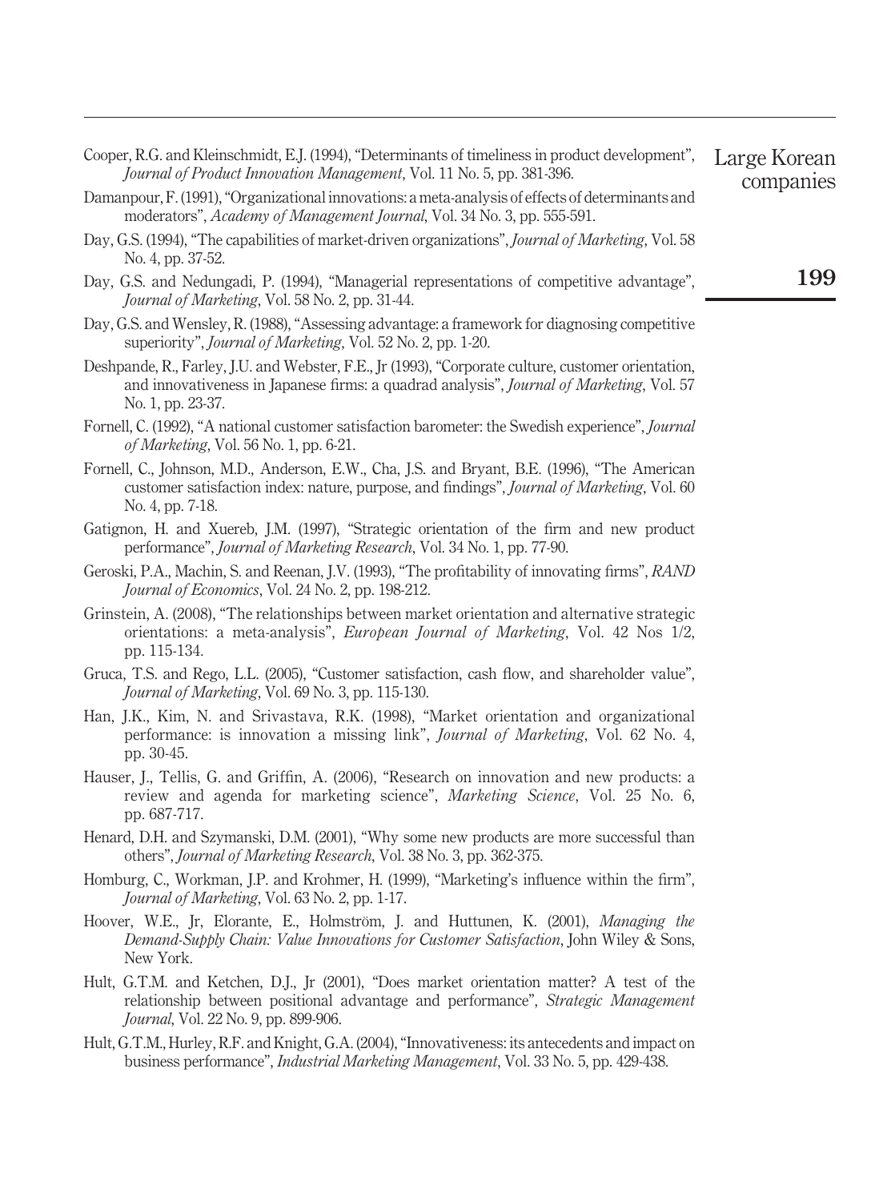Cooper, R.G. and Kleinschmidt, E.J. (1994), "Determinants of timeliness in product development", *Journal of Product Innovation Management*, Vol. 11 No. 5, pp. 381-396.

Damanpour, F. (1991), "Organizational innovations: a meta-analysis of effects of determinants and moderators", *Academy of Management Journal*, Vol. 34 No. 3, pp. 555-591.

Day, G.S. (1994), "The capabilities of market-driven organizations", *Journal of Marketing*, Vol. 58 No. 4, pp. 37-52.

Day, G.S. and Nedungadi, P. (1994), "Managerial representations of competitive advantage", *Journal of Marketing*, Vol. 58 No. 2, pp. 31-44.

Day, G.S. and Wensley, R. (1988), "Assessing advantage: a framework for diagnosing competitive superiority", *Journal of Marketing*, Vol. 52 No. 2, pp. 1-20.

Deshpande, R., Farley, J.U. and Webster, F.E., Jr (1993), "Corporate culture, customer orientation, and innovativeness in Japanese firms: a quadrad analysis", *Journal of Marketing*, Vol. 57 No. 1, pp. 23-37.

Fornell, C. (1992), "A national customer satisfaction barometer: the Swedish experience", *Journal of Marketing*, Vol. 56 No. 1, pp. 6-21.

Fornell, C., Johnson, M.D., Anderson, E.W., Cha, J.S. and Bryant, B.E. (1996), "The American customer satisfaction index: nature, purpose, and findings", *Journal of Marketing*, Vol. 60 No. 4, pp. 7-18.

Gatignon, H. and Xuereb, J.M. (1997), "Strategic orientation of the firm and new product performance", *Journal of Marketing Research*, Vol. 34 No. 1, pp. 77-90.

Geroski, P.A., Machin, S. and Reenan, J.V. (1993), "The profitability of innovating firms", *RAND Journal of Economics*, Vol. 24 No. 2, pp. 198-212.

Grinstein, A. (2008), "The relationships between market orientation and alternative strategic orientations: a meta-analysis", *European Journal of Marketing*, Vol. 42 Nos 1/2, pp. 115-134.

Gruca, T.S. and Rego, L.L. (2005), "Customer satisfaction, cash flow, and shareholder value", *Journal of Marketing*, Vol. 69 No. 3, pp. 115-130.

Han, J.K., Kim, N. and Srivastava, R.K. (1998), "Market orientation and organizational performance: is innovation a missing link", *Journal of Marketing*, Vol. 62 No. 4, pp. 30-45.

Hauser, J., Tellis, G. and Griffin, A. (2006), "Research on innovation and new products: a review and agenda for marketing science", *Marketing Science*, Vol. 25 No. 6, pp. 687-717.

Henard, D.H. and Szymanski, D.M. (2001), "Why some new products are more successful than others", *Journal of Marketing Research*, Vol. 38 No. 3, pp. 362-375.

Homburg, C., Workman, J.P. and Krohmer, H. (1999), "Marketing's influence within the firm", *Journal of Marketing*, Vol. 63 No. 2, pp. 1-17.

Hoover, W.E., Jr, Elorante, E., Holmström, J. and Huttunen, K. (2001), *Managing the Demand-Supply Chain: Value Innovations for Customer Satisfaction*, John Wiley & Sons, New York.

Hult, G.T.M. and Ketchen, D.J., Jr (2001), "Does market orientation matter? A test of the relationship between positional advantage and performance", *Strategic Management Journal*, Vol. 22 No. 9, pp. 899-906.

Hult, G.T.M., Hurley, R.F. and Knight, G.A. (2004), "Innovativeness: its antecedents and impact on business performance", *Industrial Marketing Management*, Vol. 33 No. 5, pp. 429-438.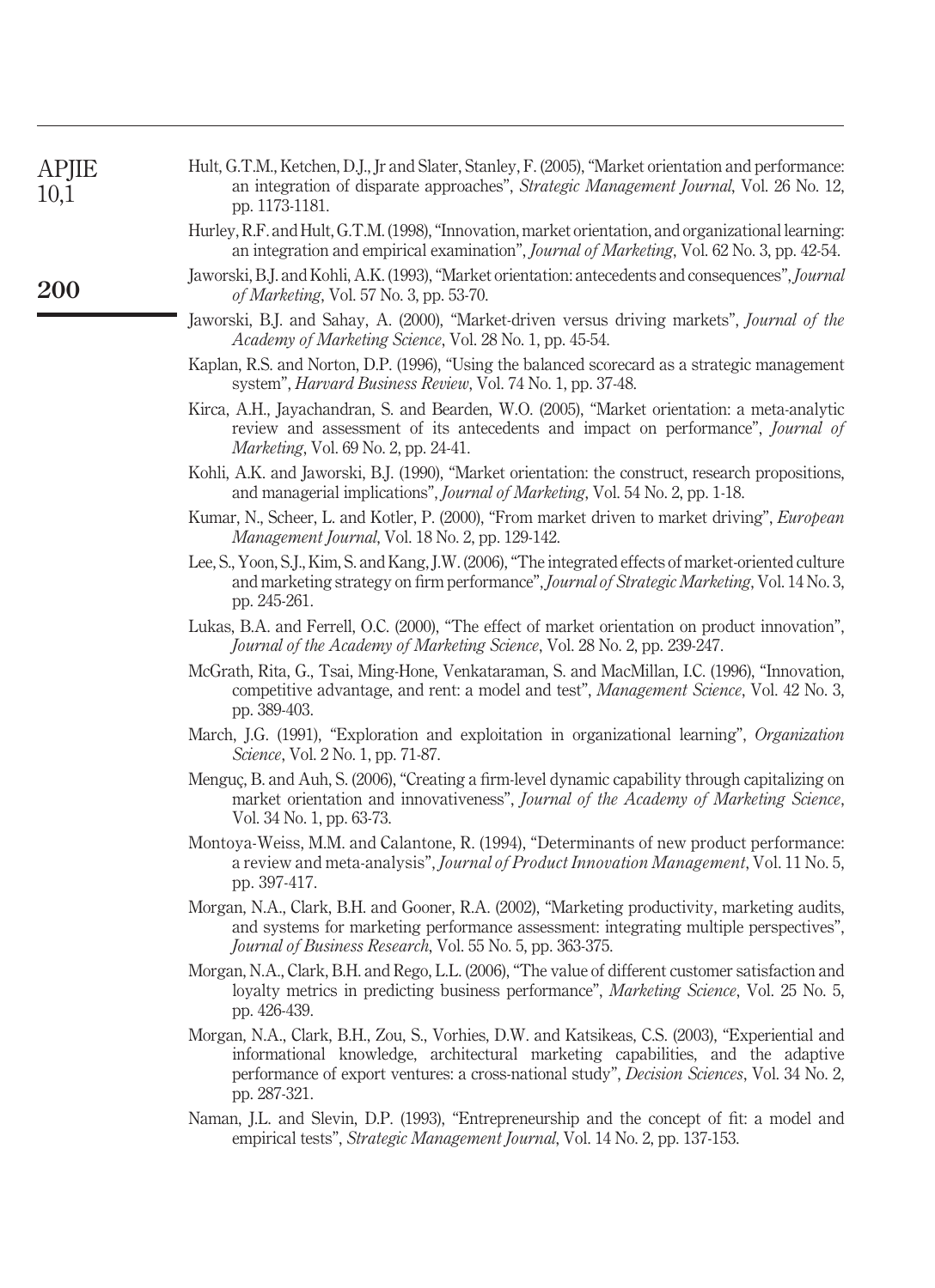Hult, G.T.M., Ketchen, D.J., Jr and Slater, Stanley, F. (2005), "Market orientation and performance: an integration of disparate approaches", *Strategic Management Journal*, Vol. 26 No. 12, pp. 1173-1181.

Hurley, R.F. and Hult, G.T.M. (1998), "Innovation, market orientation, and organizational learning: an integration and empirical examination", *Journal of Marketing*, Vol. 62 No. 3, pp. 42-54.

Jaworski, B.J. and Kohli, A.K. (1993), "Market orientation: antecedents and consequences", *Journal of Marketing*, Vol. 57 No. 3, pp. 53-70.

Jaworski, B.J. and Sahay, A. (2000), "Market-driven versus driving markets", *Journal of the Academy of Marketing Science*, Vol. 28 No. 1, pp. 45-54.

Kaplan, R.S. and Norton, D.P. (1996), "Using the balanced scorecard as a strategic management system", *Harvard Business Review*, Vol. 74 No. 1, pp. 37-48.

Kirca, A.H., Jayachandran, S. and Bearden, W.O. (2005), "Market orientation: a meta-analytic review and assessment of its antecedents and impact on performance", *Journal of Marketing*, Vol. 69 No. 2, pp. 24-41.

Kohli, A.K. and Jaworski, B.J. (1990), "Market orientation: the construct, research propositions, and managerial implications", *Journal of Marketing*, Vol. 54 No. 2, pp. 1-18.

Kumar, N., Scheer, L. and Kotler, P. (2000), "From market driven to market driving", *European Management Journal*, Vol. 18 No. 2, pp. 129-142.

Lee, S., Yoon, S.J., Kim, S. and Kang, J.W. (2006), "The integrated effects of market-oriented culture and marketing strategy on firm performance", *Journal of Strategic Marketing*, Vol. 14 No. 3, pp. 245-261.

Lukas, B.A. and Ferrell, O.C. (2000), "The effect of market orientation on product innovation", *Journal of the Academy of Marketing Science*, Vol. 28 No. 2, pp. 239-247.

McGrath, Rita, G., Tsai, Ming-Hone, Venkataraman, S. and MacMillan, I.C. (1996), "Innovation, competitive advantage, and rent: a model and test", *Management Science*, Vol. 42 No. 3, pp. 389-403.

March, J.G. (1991), "Exploration and exploitation in organizational learning", *Organization Science*, Vol. 2 No. 1, pp. 71-87.

Menguç, B. and Auh, S. (2006), "Creating a firm-level dynamic capability through capitalizing on market orientation and innovativeness", *Journal of the Academy of Marketing Science*, Vol. 34 No. 1, pp. 63-73.

Montoya-Weiss, M.M. and Calantone, R. (1994), "Determinants of new product performance: a review and meta-analysis", *Journal of Product Innovation Management*, Vol. 11 No. 5, pp. 397-417.

Morgan, N.A., Clark, B.H. and Gooner, R.A. (2002), "Marketing productivity, marketing audits, and systems for marketing performance assessment: integrating multiple perspectives", *Journal of Business Research*, Vol. 55 No. 5, pp. 363-375.

Morgan, N.A., Clark, B.H. and Rego, L.L. (2006), "The value of different customer satisfaction and loyalty metrics in predicting business performance", *Marketing Science*, Vol. 25 No. 5, pp. 426-439.

Morgan, N.A., Clark, B.H., Zou, S., Vorhies, D.W. and Katsikeas, C.S. (2003), "Experiential and informational knowledge, architectural marketing capabilities, and the adaptive performance of export ventures: a cross-national study", *Decision Sciences*, Vol. 34 No. 2, pp. 287-321.

Naman, J.L. and Slevin, D.P. (1993), "Entrepreneurship and the concept of fit: a model and empirical tests", *Strategic Management Journal*, Vol. 14 No. 2, pp. 137-153.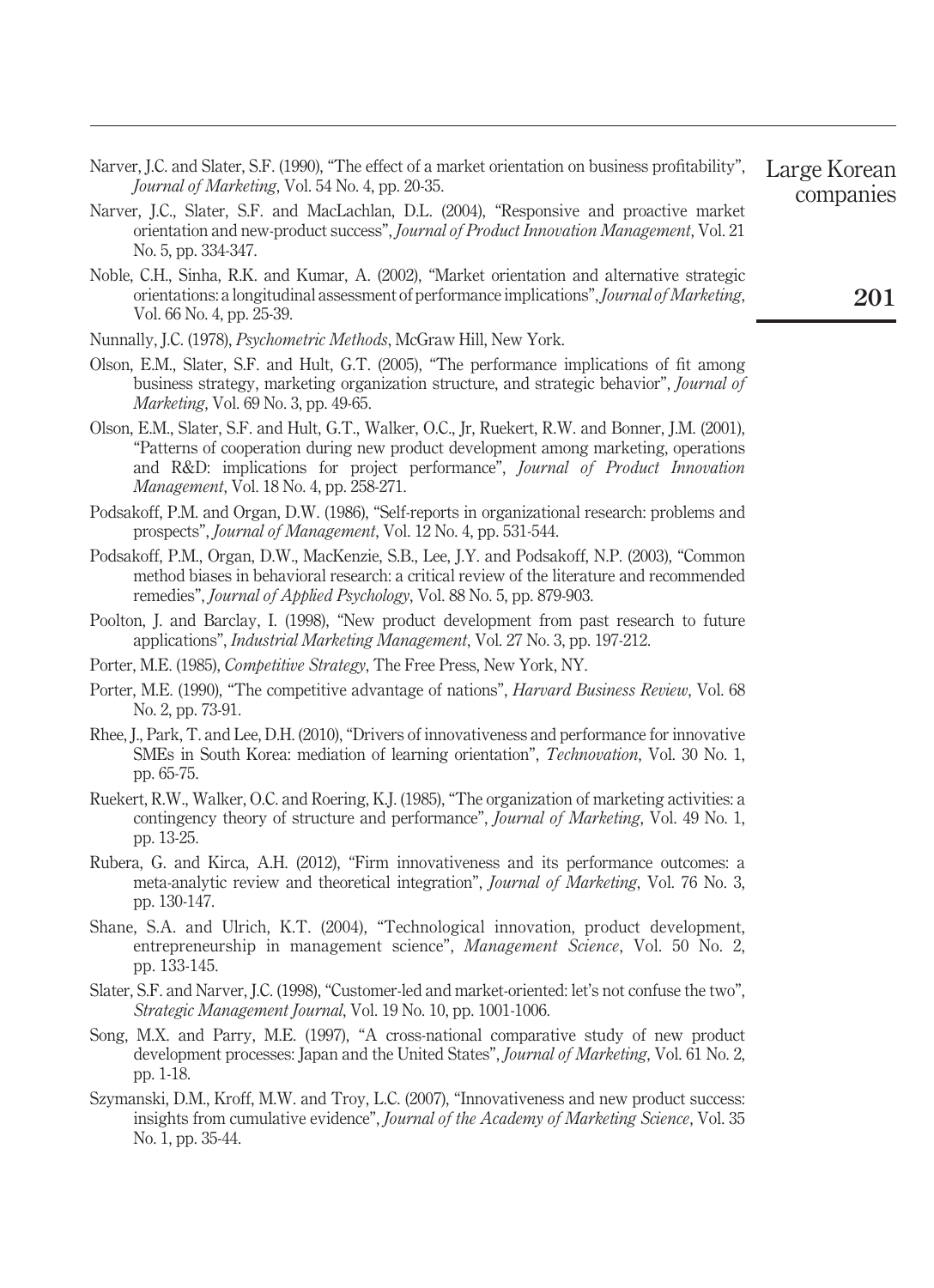Narver, J.C. and Slater, S.F. (1990), "The effect of a market orientation on business profitability", *Journal of Marketing*, Vol. 54 No. 4, pp. 20-35.

Narver, J.C., Slater, S.F. and MacLachlan, D.L. (2004), "Responsive and proactive market orientation and new-product success", *Journal of Product Innovation Management*, Vol. 21 No. 5, pp. 334-347.

Noble, C.H., Sinha, R.K. and Kumar, A. (2002), "Market orientation and alternative strategic orientations: a longitudinal assessment of performance implications", *Journal of Marketing*, Vol. 66 No. 4, pp. 25-39.

Nunnally, J.C. (1978), *Psychometric Methods*, McGraw Hill, New York.

Olson, E.M., Slater, S.F. and Hult, G.T. (2005), "The performance implications of fit among business strategy, marketing organization structure, and strategic behavior", *Journal of Marketing*, Vol. 69 No. 3, pp. 49-65.

Olson, E.M., Slater, S.F. and Hult, G.T., Walker, O.C., Jr, Ruekert, R.W. and Bonner, J.M. (2001), "Patterns of cooperation during new product development among marketing, operations and R&D: implications for project performance", *Journal of Product Innovation Management*, Vol. 18 No. 4, pp. 258-271.

Podsakoff, P.M. and Organ, D.W. (1986), "Self-reports in organizational research: problems and prospects", *Journal of Management*, Vol. 12 No. 4, pp. 531-544.

Podsakoff, P.M., Organ, D.W., MacKenzie, S.B., Lee, J.Y. and Podsakoff, N.P. (2003), "Common method biases in behavioral research: a critical review of the literature and recommended remedies", *Journal of Applied Psychology*, Vol. 88 No. 5, pp. 879-903.

Poolton, J. and Barclay, I. (1998), "New product development from past research to future applications", *Industrial Marketing Management*, Vol. 27 No. 3, pp. 197-212.

Porter, M.E. (1985), *Competitive Strategy*, The Free Press, New York, NY.

Porter, M.E. (1990), "The competitive advantage of nations", *Harvard Business Review*, Vol. 68 No. 2, pp. 73-91.

Rhee, J., Park, T. and Lee, D.H. (2010), "Drivers of innovativeness and performance for innovative SMEs in South Korea: mediation of learning orientation", *Technovation*, Vol. 30 No. 1, pp. 65-75.

Ruekert, R.W., Walker, O.C. and Roering, K.J. (1985), "The organization of marketing activities: a contingency theory of structure and performance", *Journal of Marketing*, Vol. 49 No. 1, pp. 13-25.

Rubera, G. and Kirca, A.H. (2012), "Firm innovativeness and its performance outcomes: a meta-analytic review and theoretical integration", *Journal of Marketing*, Vol. 76 No. 3, pp. 130-147.

Shane, S.A. and Ulrich, K.T. (2004), "Technological innovation, product development, entrepreneurship in management science", *Management Science*, Vol. 50 No. 2, pp. 133-145.

Slater, S.F. and Narver, J.C. (1998), "Customer-led and market-oriented: let's not confuse the two", *Strategic Management Journal*, Vol. 19 No. 10, pp. 1001-1006.

Song, M.X. and Parry, M.E. (1997), "A cross-national comparative study of new product development processes: Japan and the United States", *Journal of Marketing*, Vol. 61 No. 2, pp. 1-18.

Szymanski, D.M., Kroff, M.W. and Troy, L.C. (2007), "Innovativeness and new product success: insights from cumulative evidence", *Journal of the Academy of Marketing Science*, Vol. 35 No. 1, pp. 35-44.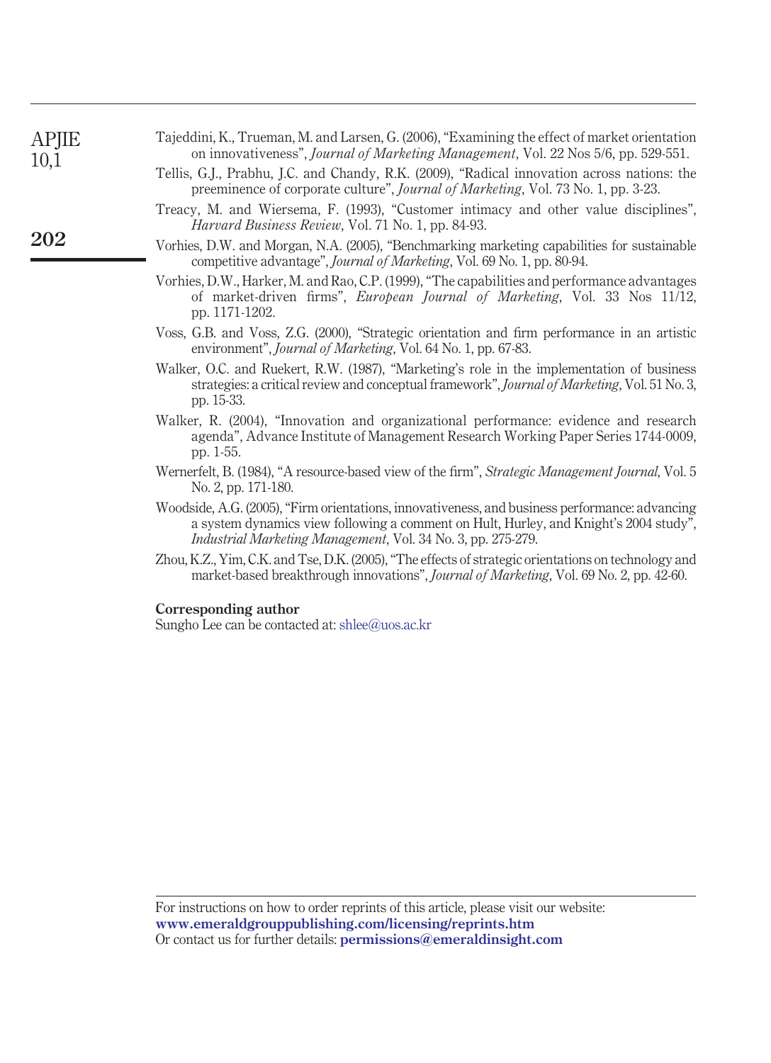Tajeddini, K., Trueman, M. and Larsen, G. (2006), "Examining the effect of market orientation on innovativeness", *Journal of Marketing Management*, Vol. 22 Nos 5/6, pp. 529-551.

Tellis, G.J., Prabhu, J.C. and Chandy, R.K. (2009), "Radical innovation across nations: the preeminence of corporate culture", *Journal of Marketing*, Vol. 73 No. 1, pp. 3-23.

Treacy, M. and Wiersema, F. (1993), "Customer intimacy and other value disciplines", *Harvard Business Review*, Vol. 71 No. 1, pp. 84-93.

Vorhies, D.W. and Morgan, N.A. (2005), "Benchmarking marketing capabilities for sustainable competitive advantage", *Journal of Marketing*, Vol. 69 No. 1, pp. 80-94.

Vorhies, D.W., Harker, M. and Rao, C.P. (1999), "The capabilities and performance advantages of market-driven firms", *European Journal of Marketing*, Vol. 33 Nos 11/12, pp. 1171-1202.

Voss, G.B. and Voss, Z.G. (2000), "Strategic orientation and firm performance in an artistic environment", *Journal of Marketing*, Vol. 64 No. 1, pp. 67-83.

Walker, O.C. and Ruekert, R.W. (1987), "Marketing's role in the implementation of business strategies: a critical review and conceptual framework", *Journal of Marketing*, Vol. 51 No. 3, pp. 15-33.

Walker, R. (2004), "Innovation and organizational performance: evidence and research agenda", Advance Institute of Management Research Working Paper Series 1744-0009, pp. 1-55.

Wernerfelt, B. (1984), "A resource-based view of the firm", *Strategic Management Journal*, Vol. 5 No. 2, pp. 171-180.

Woodside, A.G. (2005), "Firm orientations, innovativeness, and business performance: advancing a system dynamics view following a comment on Hult, Hurley, and Knight's 2004 study", *Industrial Marketing Management*, Vol. 34 No. 3, pp. 275-279.

Zhou, K.Z., Yim, C.K. and Tse, D.K. (2005), "The effects of strategic orientations on technology and market-based breakthrough innovations", *Journal of Marketing*, Vol. 69 No. 2, pp. 42-60.

**Corresponding author**

Sungho Lee can be contacted at: shlee@uos.ac.kr

For instructions on how to order reprints of this article, please visit our website:
**www.emeraldgrouppublishing.com/licensing/reprints.htm**
Or contact us for further details: **permissions@emeraldinsight.com**